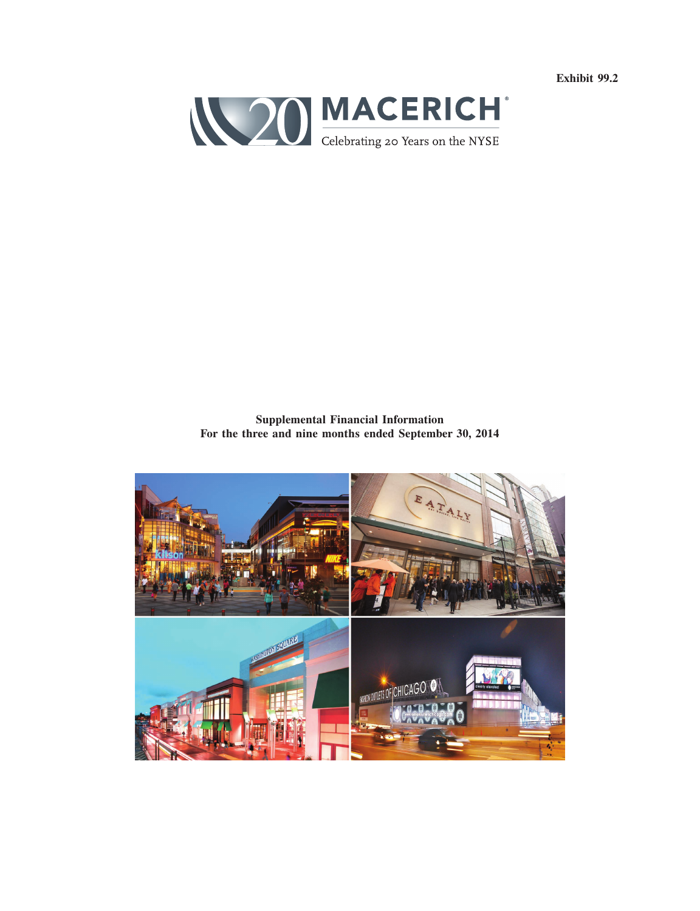Exhibit 99.2

MACERICH
Celebrating 20 Years on the NYSE

**Supplemental Financial Information**
**For the three and nine months ended September 30, 2014**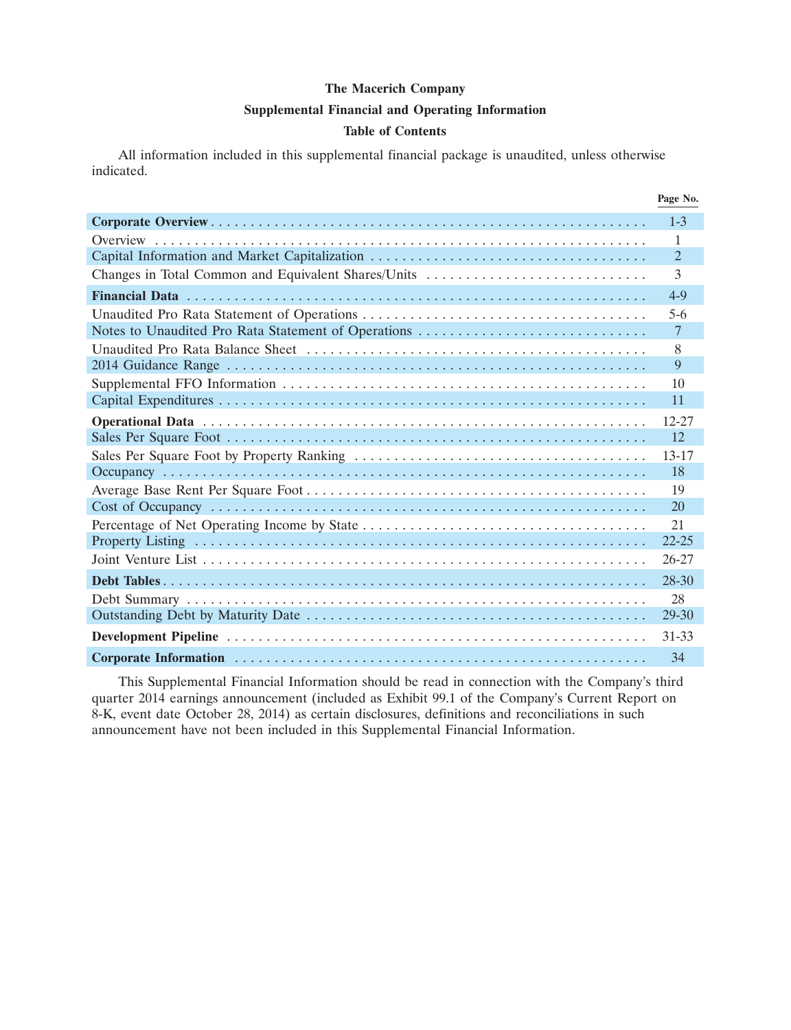# The Macerich Company

## Supplemental Financial and Operating Information

## Table of Contents

All information included in this supplemental financial package is unaudited, unless otherwise indicated.

| | Page No. |
|---|---|
| **Corporate Overview** | 1-3 |
| Overview | 1 |
| Capital Information and Market Capitalization | 2 |
| Changes in Total Common and Equivalent Shares/Units | 3 |
| **Financial Data** | 4-9 |
| Unaudited Pro Rata Statement of Operations | 5-6 |
| Notes to Unaudited Pro Rata Statement of Operations | 7 |
| Unaudited Pro Rata Balance Sheet | 8 |
| 2014 Guidance Range | 9 |
| Supplemental FFO Information | 10 |
| Capital Expenditures | 11 |
| **Operational Data** | 12-27 |
| Sales Per Square Foot | 12 |
| Sales Per Square Foot by Property Ranking | 13-17 |
| Occupancy | 18 |
| Average Base Rent Per Square Foot | 19 |
| Cost of Occupancy | 20 |
| Percentage of Net Operating Income by State | 21 |
| Property Listing | 22-25 |
| Joint Venture List | 26-27 |
| **Debt Tables** | 28-30 |
| Debt Summary | 28 |
| Outstanding Debt by Maturity Date | 29-30 |
| **Development Pipeline** | 31-33 |
| **Corporate Information** | 34 |

This Supplemental Financial Information should be read in connection with the Company's third quarter 2014 earnings announcement (included as Exhibit 99.1 of the Company's Current Report on 8-K, event date October 28, 2014) as certain disclosures, definitions and reconciliations in such announcement have not been included in this Supplemental Financial Information.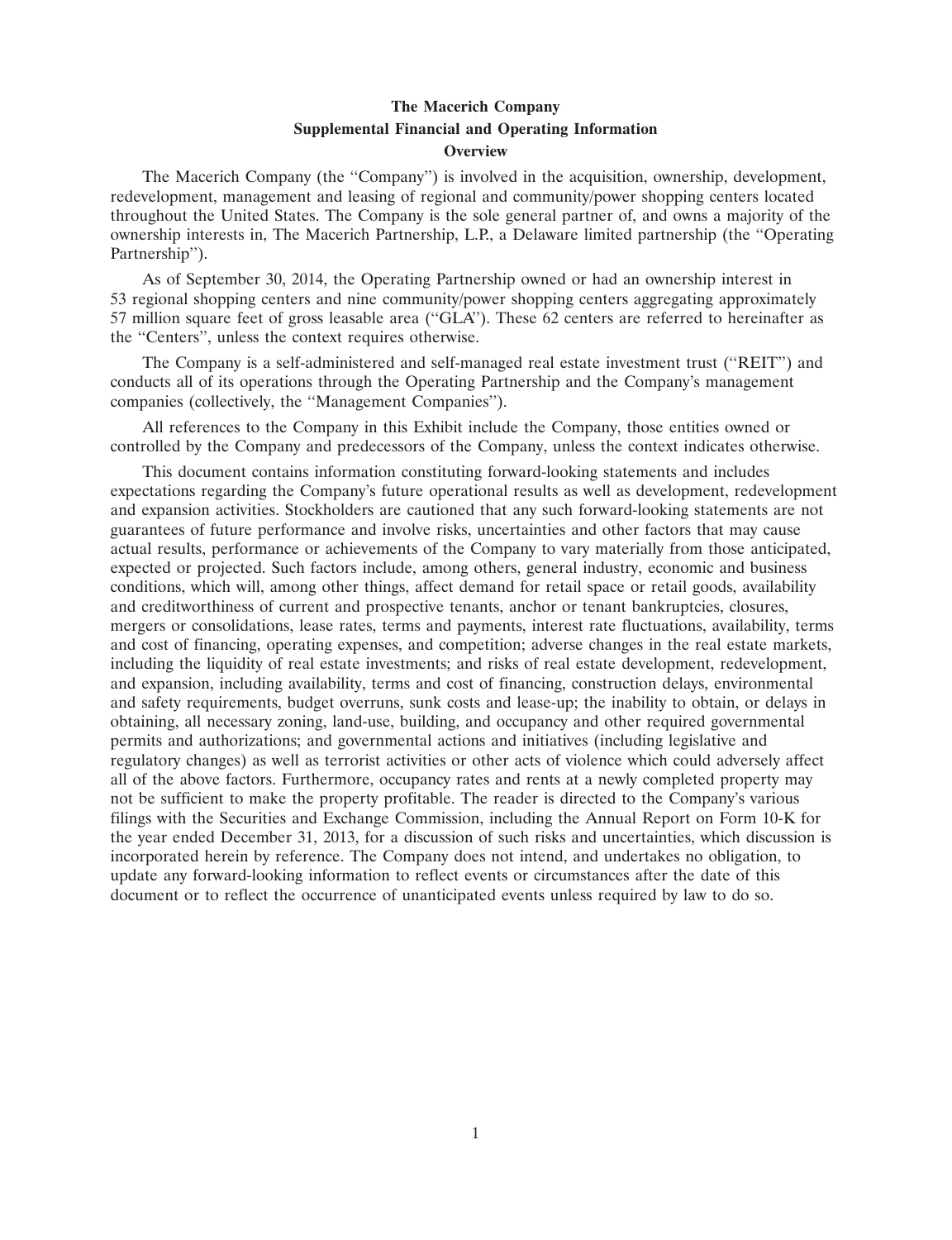# The Macerich Company

## Supplemental Financial and Operating Information

### Overview

The Macerich Company (the ''Company'') is involved in the acquisition, ownership, development, redevelopment, management and leasing of regional and community/power shopping centers located throughout the United States. The Company is the sole general partner of, and owns a majority of the ownership interests in, The Macerich Partnership, L.P., a Delaware limited partnership (the ''Operating Partnership'').

As of September 30, 2014, the Operating Partnership owned or had an ownership interest in 53 regional shopping centers and nine community/power shopping centers aggregating approximately 57 million square feet of gross leasable area (''GLA''). These 62 centers are referred to hereinafter as the ''Centers'', unless the context requires otherwise.

The Company is a self-administered and self-managed real estate investment trust (''REIT'') and conducts all of its operations through the Operating Partnership and the Company's management companies (collectively, the ''Management Companies'').

All references to the Company in this Exhibit include the Company, those entities owned or controlled by the Company and predecessors of the Company, unless the context indicates otherwise.

This document contains information constituting forward-looking statements and includes expectations regarding the Company's future operational results as well as development, redevelopment and expansion activities. Stockholders are cautioned that any such forward-looking statements are not guarantees of future performance and involve risks, uncertainties and other factors that may cause actual results, performance or achievements of the Company to vary materially from those anticipated, expected or projected. Such factors include, among others, general industry, economic and business conditions, which will, among other things, affect demand for retail space or retail goods, availability and creditworthiness of current and prospective tenants, anchor or tenant bankruptcies, closures, mergers or consolidations, lease rates, terms and payments, interest rate fluctuations, availability, terms and cost of financing, operating expenses, and competition; adverse changes in the real estate markets, including the liquidity of real estate investments; and risks of real estate development, redevelopment, and expansion, including availability, terms and cost of financing, construction delays, environmental and safety requirements, budget overruns, sunk costs and lease-up; the inability to obtain, or delays in obtaining, all necessary zoning, land-use, building, and occupancy and other required governmental permits and authorizations; and governmental actions and initiatives (including legislative and regulatory changes) as well as terrorist activities or other acts of violence which could adversely affect all of the above factors. Furthermore, occupancy rates and rents at a newly completed property may not be sufficient to make the property profitable. The reader is directed to the Company's various filings with the Securities and Exchange Commission, including the Annual Report on Form 10-K for the year ended December 31, 2013, for a discussion of such risks and uncertainties, which discussion is incorporated herein by reference. The Company does not intend, and undertakes no obligation, to update any forward-looking information to reflect events or circumstances after the date of this document or to reflect the occurrence of unanticipated events unless required by law to do so.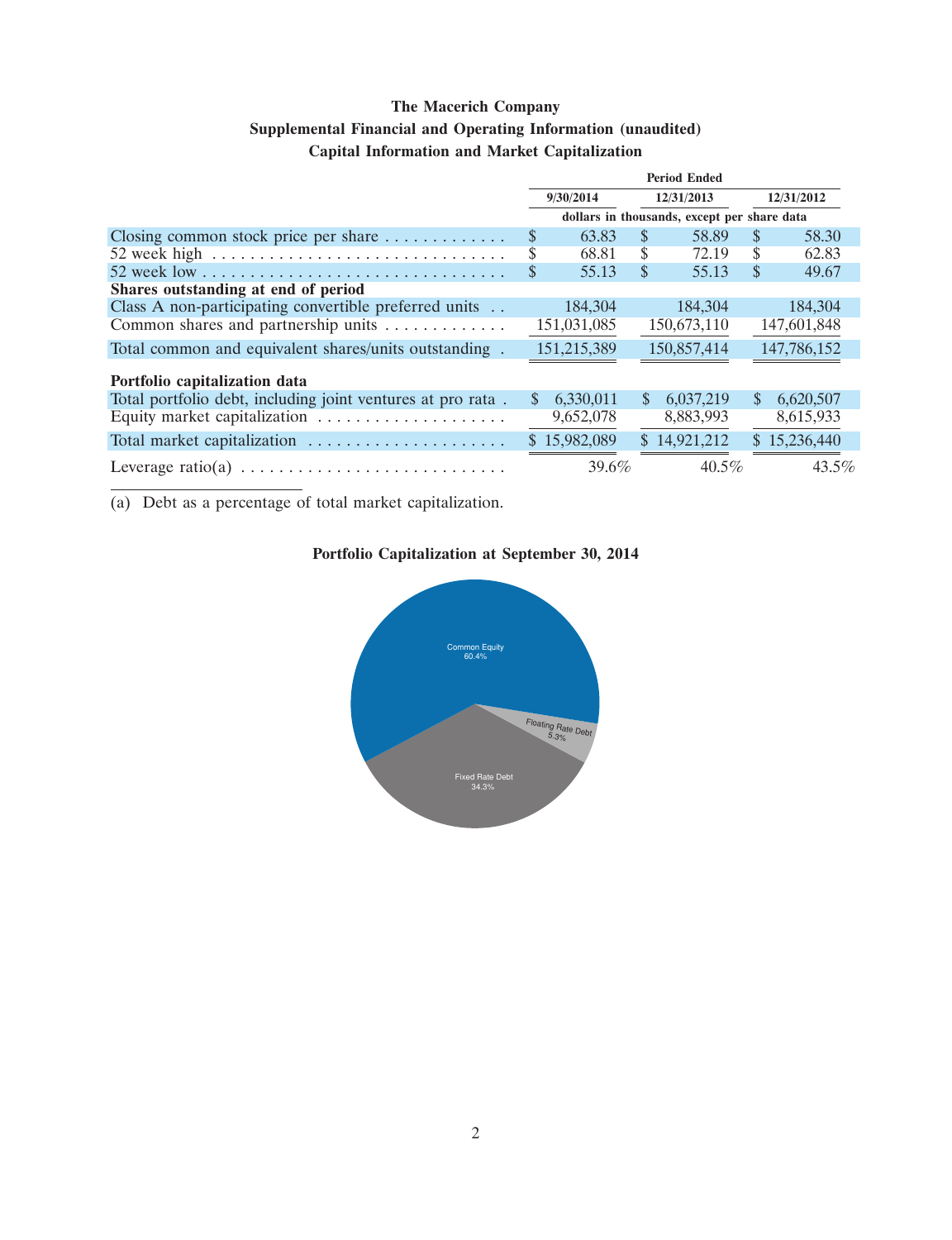# The Macerich Company
## Supplemental Financial and Operating Information (unaudited)
### Capital Information and Market Capitalization

| | Period Ended | | |
|---|---|---|---|
| | 9/30/2014 | 12/31/2013 | 12/31/2012 |
| | dollars in thousands, except per share data | | |
| Closing common stock price per share | $ 63.83 | $ 58.89 | $ 58.30 |
| 52 week high | $ 68.81 | $ 72.19 | $ 62.83 |
| 52 week low | $ 55.13 | $ 55.13 | $ 49.67 |
| **Shares outstanding at end of period** | | | |
| Class A non-participating convertible preferred units | 184,304 | 184,304 | 184,304 |
| Common shares and partnership units | 151,031,085 | 150,673,110 | 147,601,848 |
| Total common and equivalent shares/units outstanding | 151,215,389 | 150,857,414 | 147,786,152 |
| **Portfolio capitalization data** | | | |
| Total portfolio debt, including joint ventures at pro rata | $ 6,330,011 | $ 6,037,219 | $ 6,620,507 |
| Equity market capitalization | 9,652,078 | 8,883,993 | 8,615,933 |
| Total market capitalization | $ 15,982,089 | $ 14,921,212 | $ 15,236,440 |
| Leverage ratio(a) | 39.6% | 40.5% | 43.5% |

(a) Debt as a percentage of total market capitalization.

**Portfolio Capitalization at September 30, 2014**

Common Equity 60.4%

Floating Rate Debt 5.3%

Fixed Rate Debt 34.3%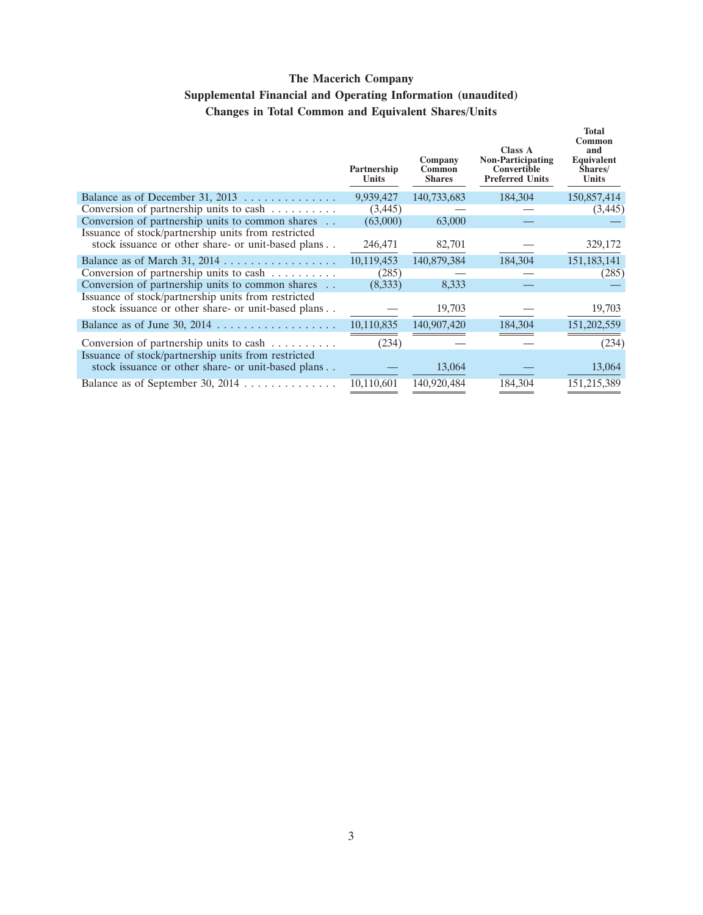# The Macerich Company

## Supplemental Financial and Operating Information (unaudited)

## Changes in Total Common and Equivalent Shares/Units

| | Partnership Units | Company Common Shares | Class A Non-Participating Convertible Preferred Units | Total Common and Equivalent Shares/ Units |
|---|---|---|---|---|
| Balance as of December 31, 2013 | 9,939,427 | 140,733,683 | 184,304 | 150,857,414 |
| Conversion of partnership units to cash | (3,445) | — | — | (3,445) |
| Conversion of partnership units to common shares | (63,000) | 63,000 | — | — |
| Issuance of stock/partnership units from restricted stock issuance or other share- or unit-based plans | 246,471 | 82,701 | — | 329,172 |
| Balance as of March 31, 2014 | 10,119,453 | 140,879,384 | 184,304 | 151,183,141 |
| Conversion of partnership units to cash | (285) | — | — | (285) |
| Conversion of partnership units to common shares | (8,333) | 8,333 | — | — |
| Issuance of stock/partnership units from restricted stock issuance or other share- or unit-based plans | — | 19,703 | — | 19,703 |
| Balance as of June 30, 2014 | 10,110,835 | 140,907,420 | 184,304 | 151,202,559 |
| Conversion of partnership units to cash | (234) | — | — | (234) |
| Issuance of stock/partnership units from restricted stock issuance or other share- or unit-based plans | — | 13,064 | — | 13,064 |
| Balance as of September 30, 2014 | 10,110,601 | 140,920,484 | 184,304 | 151,215,389 |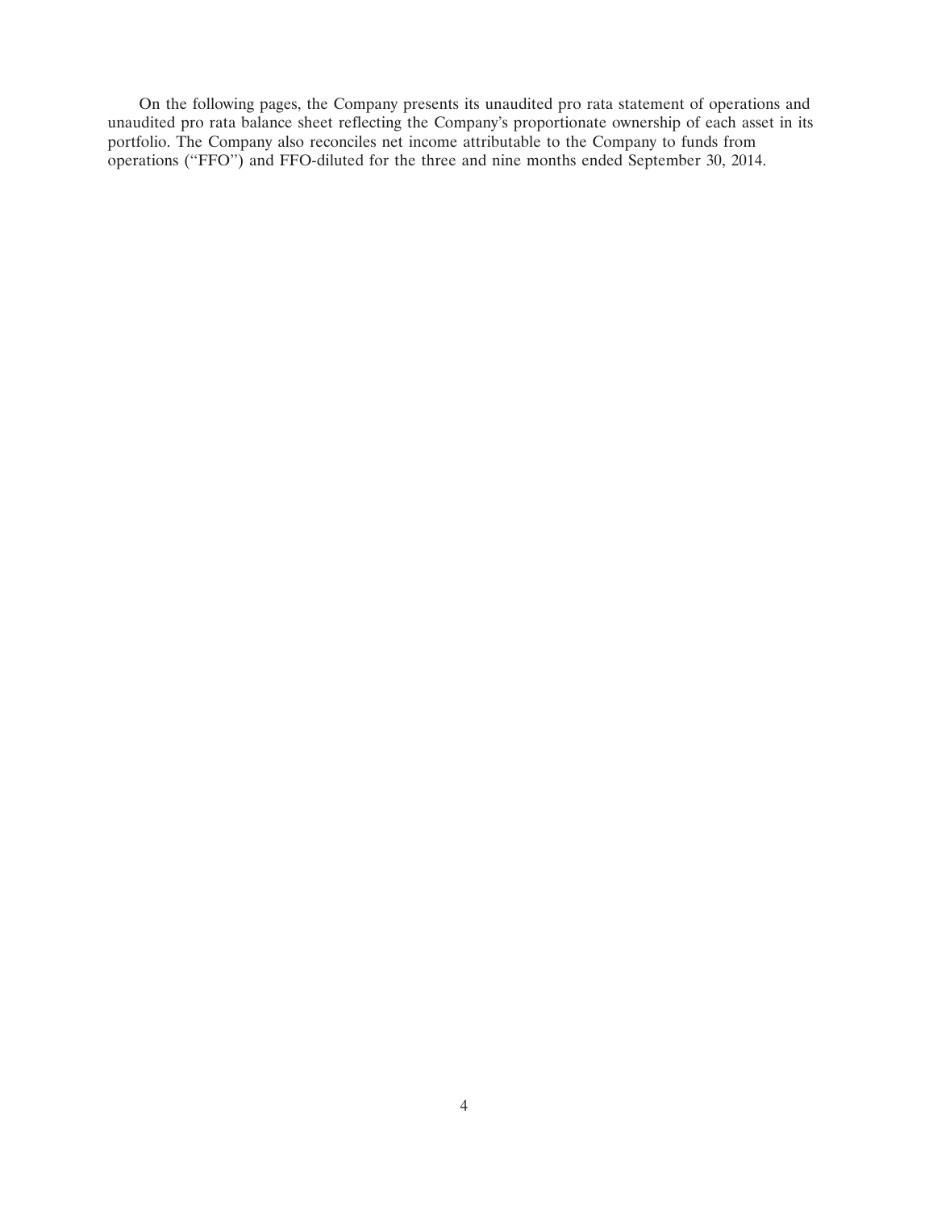On the following pages, the Company presents its unaudited pro rata statement of operations and unaudited pro rata balance sheet reflecting the Company's proportionate ownership of each asset in its portfolio. The Company also reconciles net income attributable to the Company to funds from operations ("FFO") and FFO-diluted for the three and nine months ended September 30, 2014.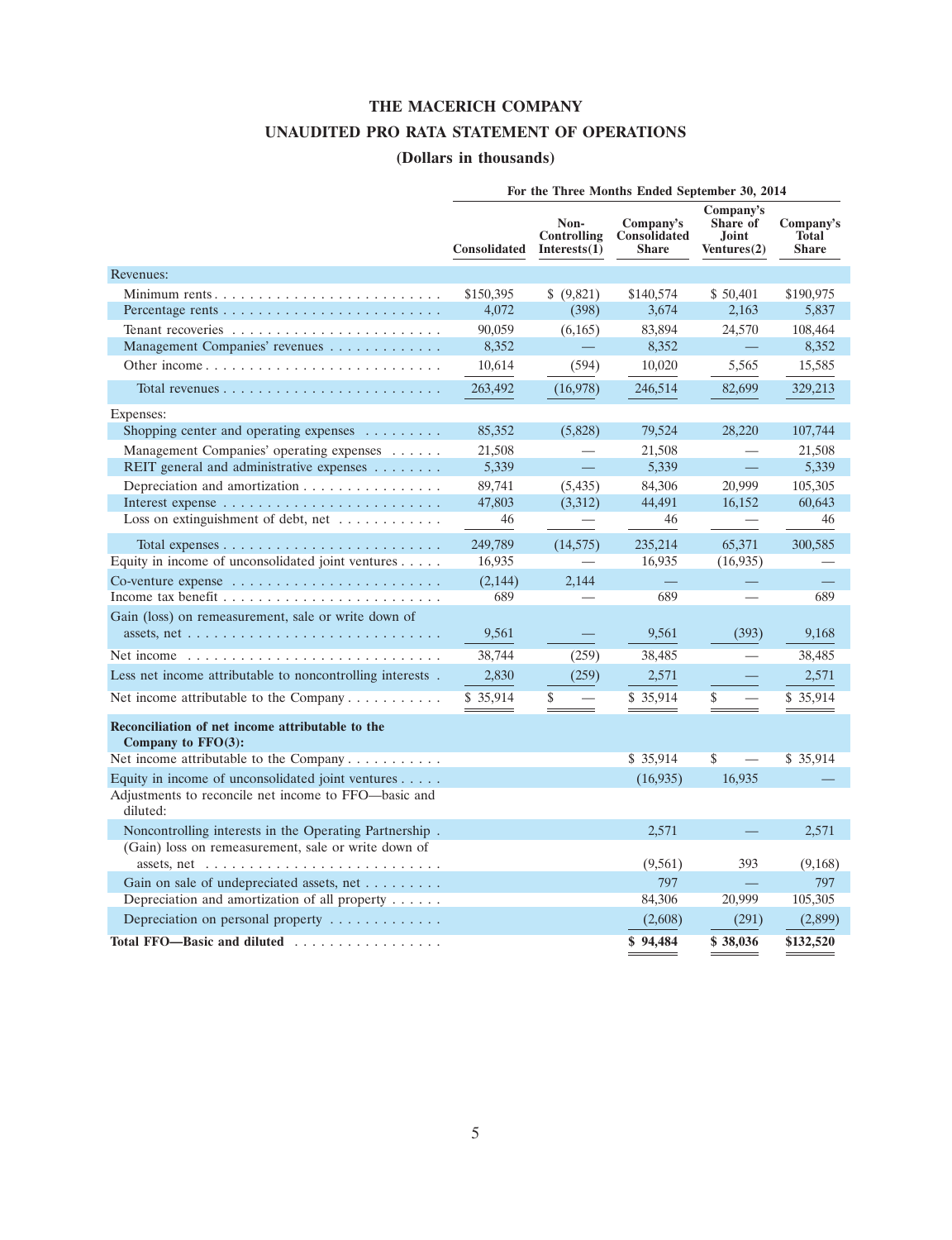# THE MACERICH COMPANY

## UNAUDITED PRO RATA STATEMENT OF OPERATIONS

### (Dollars in thousands)

| | For the Three Months Ended September 30, 2014 | | | | |
|---|---|---|---|---|---|
| | Consolidated | Non-Controlling Interests(1) | Company's Consolidated Share | Company's Share of Joint Ventures(2) | Company's Total Share |
| **Revenues:** | | | | | |
| Minimum rents | $150,395 | $ (9,821) | $140,574 | $ 50,401 | $190,975 |
| Percentage rents | 4,072 | (398) | 3,674 | 2,163 | 5,837 |
| Tenant recoveries | 90,059 | (6,165) | 83,894 | 24,570 | 108,464 |
| Management Companies' revenues | 8,352 | — | 8,352 | — | 8,352 |
| Other income | 10,614 | (594) | 10,020 | 5,565 | 15,585 |
| Total revenues | 263,492 | (16,978) | 246,514 | 82,699 | 329,213 |
| **Expenses:** | | | | | |
| Shopping center and operating expenses | 85,352 | (5,828) | 79,524 | 28,220 | 107,744 |
| Management Companies' operating expenses | 21,508 | — | 21,508 | — | 21,508 |
| REIT general and administrative expenses | 5,339 | — | 5,339 | — | 5,339 |
| Depreciation and amortization | 89,741 | (5,435) | 84,306 | 20,999 | 105,305 |
| Interest expense | 47,803 | (3,312) | 44,491 | 16,152 | 60,643 |
| Loss on extinguishment of debt, net | 46 | — | 46 | — | 46 |
| Total expenses | 249,789 | (14,575) | 235,214 | 65,371 | 300,585 |
| Equity in income of unconsolidated joint ventures | 16,935 | — | 16,935 | (16,935) | — |
| Co-venture expense | (2,144) | 2,144 | — | — | — |
| Income tax benefit | 689 | — | 689 | — | 689 |
| Gain (loss) on remeasurement, sale or write down of assets, net | 9,561 | — | 9,561 | (393) | 9,168 |
| Net income | 38,744 | (259) | 38,485 | — | 38,485 |
| Less net income attributable to noncontrolling interests | 2,830 | (259) | 2,571 | — | 2,571 |
| Net income attributable to the Company | $ 35,914 | $ — | $ 35,914 | $ — | $ 35,914 |
| **Reconciliation of net income attributable to the Company to FFO(3):** | | | | | |
| Net income attributable to the Company | | | $ 35,914 | $ — | $ 35,914 |
| Equity in income of unconsolidated joint ventures | | | (16,935) | 16,935 | — |
| Adjustments to reconcile net income to FFO—basic and diluted: | | | | | |
| Noncontrolling interests in the Operating Partnership | | | 2,571 | — | 2,571 |
| (Gain) loss on remeasurement, sale or write down of assets, net | | | (9,561) | 393 | (9,168) |
| Gain on sale of undepreciated assets, net | | | 797 | — | 797 |
| Depreciation and amortization of all property | | | 84,306 | 20,999 | 105,305 |
| Depreciation on personal property | | | (2,608) | (291) | (2,899) |
| **Total FFO—Basic and diluted** | | | **$ 94,484** | **$ 38,036** | **$132,520** |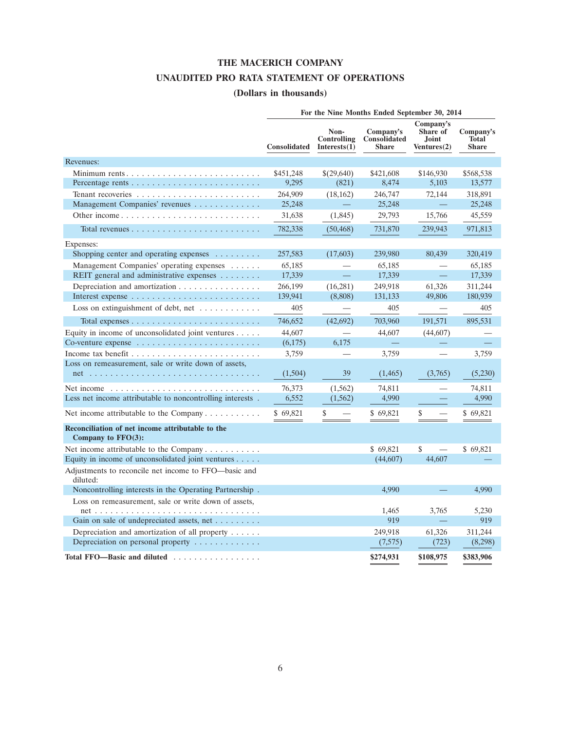# THE MACERICH COMPANY

## UNAUDITED PRO RATA STATEMENT OF OPERATIONS

### (Dollars in thousands)

| | For the Nine Months Ended September 30, 2014 | | | | |
|---|---|---|---|---|---|
| | Consolidated | Non-Controlling Interests(1) | Company's Consolidated Share | Company's Share of Joint Ventures(2) | Company's Total Share |
| **Revenues:** | | | | | |
| Minimum rents | $451,248 | $(29,640) | $421,608 | $146,930 | $568,538 |
| Percentage rents | 9,295 | (821) | 8,474 | 5,103 | 13,577 |
| Tenant recoveries | 264,909 | (18,162) | 246,747 | 72,144 | 318,891 |
| Management Companies' revenues | 25,248 | — | 25,248 | — | 25,248 |
| Other income | 31,638 | (1,845) | 29,793 | 15,766 | 45,559 |
| Total revenues | 782,338 | (50,468) | 731,870 | 239,943 | 971,813 |
| **Expenses:** | | | | | |
| Shopping center and operating expenses | 257,583 | (17,603) | 239,980 | 80,439 | 320,419 |
| Management Companies' operating expenses | 65,185 | — | 65,185 | — | 65,185 |
| REIT general and administrative expenses | 17,339 | — | 17,339 | — | 17,339 |
| Depreciation and amortization | 266,199 | (16,281) | 249,918 | 61,326 | 311,244 |
| Interest expense | 139,941 | (8,808) | 131,133 | 49,806 | 180,939 |
| Loss on extinguishment of debt, net | 405 | — | 405 | — | 405 |
| Total expenses | 746,652 | (42,692) | 703,960 | 191,571 | 895,531 |
| Equity in income of unconsolidated joint ventures | 44,607 | — | 44,607 | (44,607) | — |
| Co-venture expense | (6,175) | 6,175 | — | — | — |
| Income tax benefit | 3,759 | — | 3,759 | — | 3,759 |
| Loss on remeasurement, sale or write down of assets, net | (1,504) | 39 | (1,465) | (3,765) | (5,230) |
| Net income | 76,373 | (1,562) | 74,811 | — | 74,811 |
| Less net income attributable to noncontrolling interests | 6,552 | (1,562) | 4,990 | — | 4,990 |
| Net income attributable to the Company | $ 69,821 | $ — | $ 69,821 | $ — | $ 69,821 |
| **Reconciliation of net income attributable to the Company to FFO(3):** | | | | | |
| Net income attributable to the Company | | | $ 69,821 | $ — | $ 69,821 |
| Equity in income of unconsolidated joint ventures | | | (44,607) | 44,607 | — |
| Adjustments to reconcile net income to FFO—basic and diluted: | | | | | |
| Noncontrolling interests in the Operating Partnership | | | 4,990 | — | 4,990 |
| Loss on remeasurement, sale or write down of assets, net | | | 1,465 | 3,765 | 5,230 |
| Gain on sale of undepreciated assets, net | | | 919 | — | 919 |
| Depreciation and amortization of all property | | | 249,918 | 61,326 | 311,244 |
| Depreciation on personal property | | | (7,575) | (723) | (8,298) |
| **Total FFO—Basic and diluted** | | | **$274,931** | **$108,975** | **$383,906** |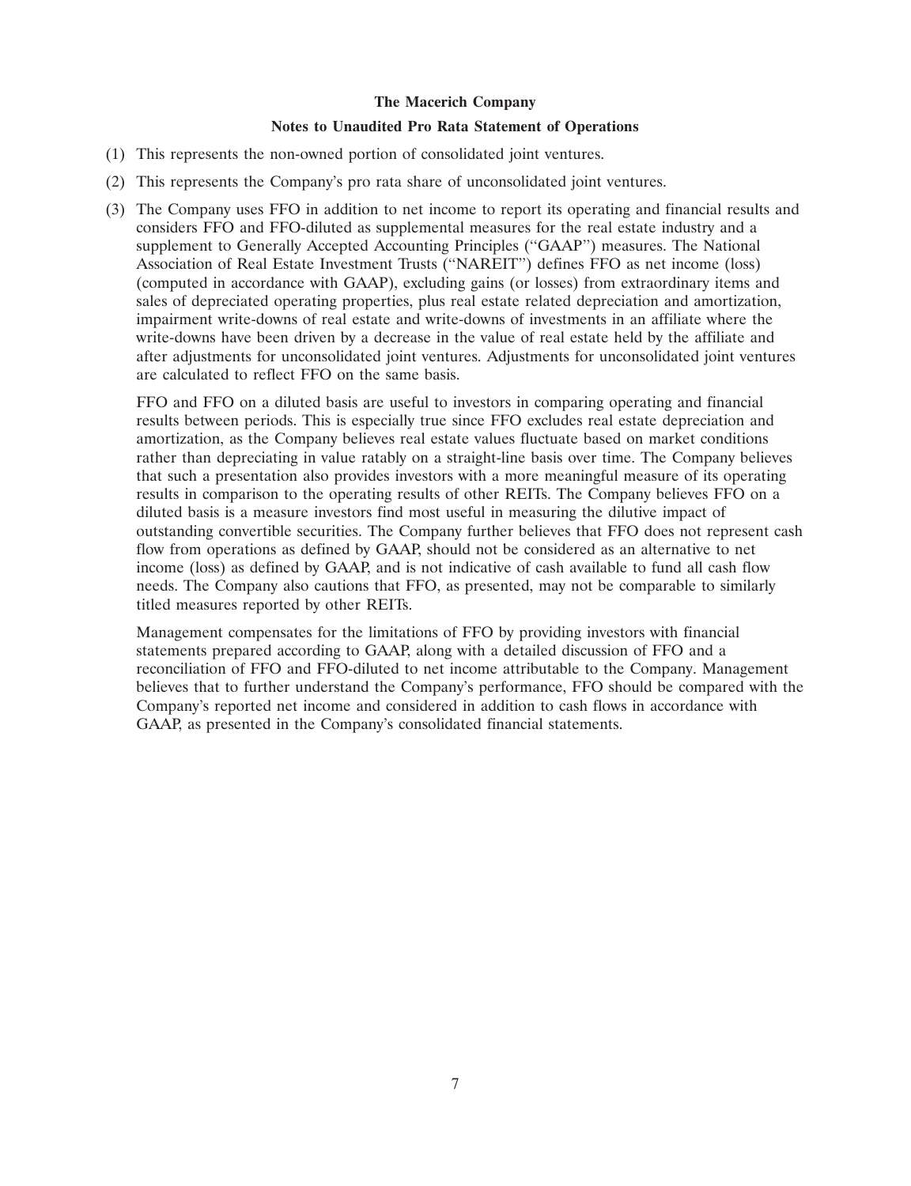**The Macerich Company**

**Notes to Unaudited Pro Rata Statement of Operations**

(1) This represents the non-owned portion of consolidated joint ventures.

(2) This represents the Company's pro rata share of unconsolidated joint ventures.

(3) The Company uses FFO in addition to net income to report its operating and financial results and considers FFO and FFO-diluted as supplemental measures for the real estate industry and a supplement to Generally Accepted Accounting Principles (''GAAP'') measures. The National Association of Real Estate Investment Trusts (''NAREIT'') defines FFO as net income (loss) (computed in accordance with GAAP), excluding gains (or losses) from extraordinary items and sales of depreciated operating properties, plus real estate related depreciation and amortization, impairment write-downs of real estate and write-downs of investments in an affiliate where the write-downs have been driven by a decrease in the value of real estate held by the affiliate and after adjustments for unconsolidated joint ventures. Adjustments for unconsolidated joint ventures are calculated to reflect FFO on the same basis.

FFO and FFO on a diluted basis are useful to investors in comparing operating and financial results between periods. This is especially true since FFO excludes real estate depreciation and amortization, as the Company believes real estate values fluctuate based on market conditions rather than depreciating in value ratably on a straight-line basis over time. The Company believes that such a presentation also provides investors with a more meaningful measure of its operating results in comparison to the operating results of other REITs. The Company believes FFO on a diluted basis is a measure investors find most useful in measuring the dilutive impact of outstanding convertible securities. The Company further believes that FFO does not represent cash flow from operations as defined by GAAP, should not be considered as an alternative to net income (loss) as defined by GAAP, and is not indicative of cash available to fund all cash flow needs. The Company also cautions that FFO, as presented, may not be comparable to similarly titled measures reported by other REITs.

Management compensates for the limitations of FFO by providing investors with financial statements prepared according to GAAP, along with a detailed discussion of FFO and a reconciliation of FFO and FFO-diluted to net income attributable to the Company. Management believes that to further understand the Company's performance, FFO should be compared with the Company's reported net income and considered in addition to cash flows in accordance with GAAP, as presented in the Company's consolidated financial statements.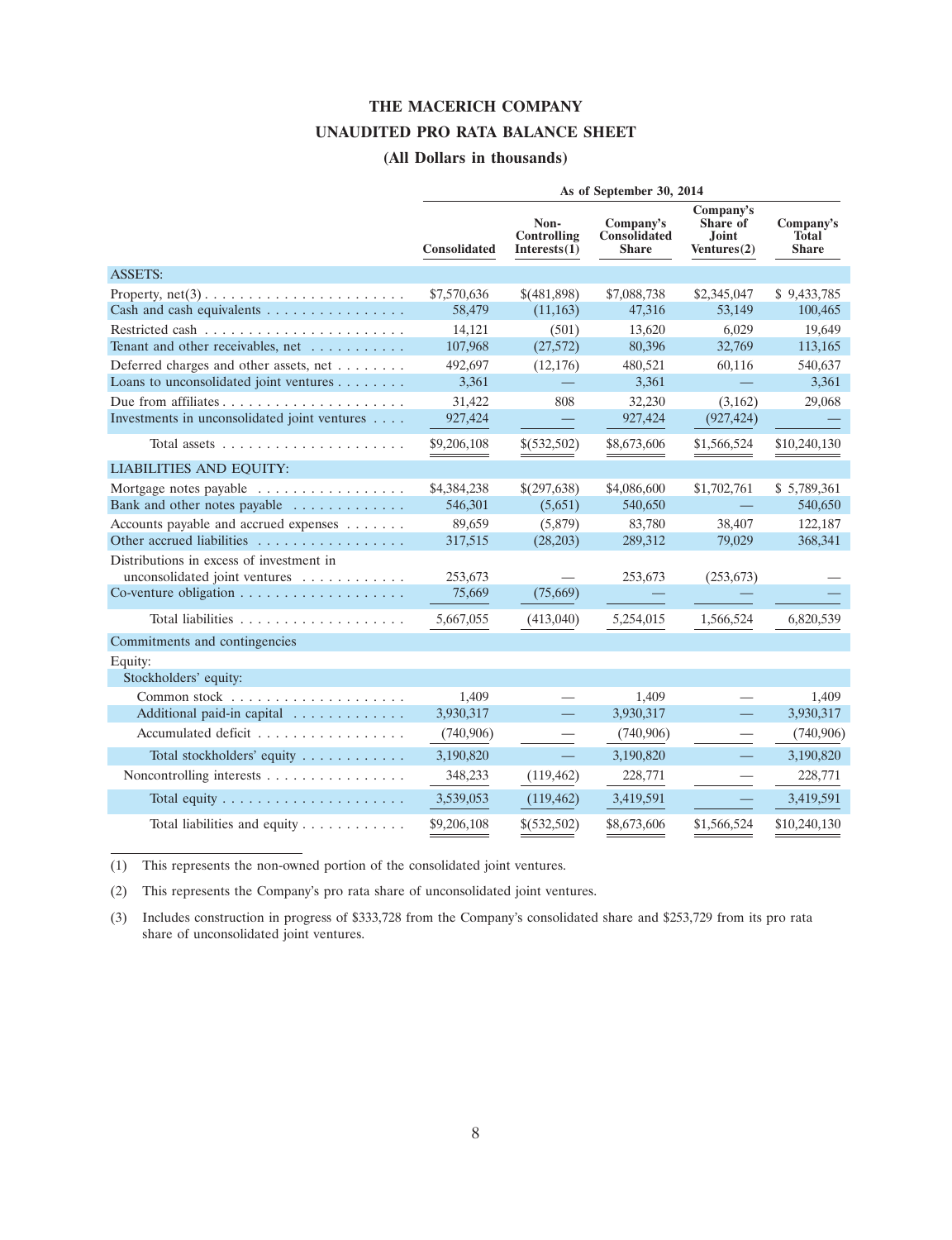# THE MACERICH COMPANY

## UNAUDITED PRO RATA BALANCE SHEET

### (All Dollars in thousands)

| | As of September 30, 2014 | | | | |
|---|---|---|---|---|---|
| | Consolidated | Non-Controlling Interests(1) | Company's Consolidated Share | Company's Share of Joint Ventures(2) | Company's Total Share |
| **ASSETS:** | | | | | |
| Property, net(3) | $7,570,636 | $(481,898) | $7,088,738 | $2,345,047 | $ 9,433,785 |
| Cash and cash equivalents | 58,479 | (11,163) | 47,316 | 53,149 | 100,465 |
| Restricted cash | 14,121 | (501) | 13,620 | 6,029 | 19,649 |
| Tenant and other receivables, net | 107,968 | (27,572) | 80,396 | 32,769 | 113,165 |
| Deferred charges and other assets, net | 492,697 | (12,176) | 480,521 | 60,116 | 540,637 |
| Loans to unconsolidated joint ventures | 3,361 | — | 3,361 | — | 3,361 |
| Due from affiliates | 31,422 | 808 | 32,230 | (3,162) | 29,068 |
| Investments in unconsolidated joint ventures | 927,424 | — | 927,424 | (927,424) | — |
| Total assets | $9,206,108 | $(532,502) | $8,673,606 | $1,566,524 | $10,240,130 |
| **LIABILITIES AND EQUITY:** | | | | | |
| Mortgage notes payable | $4,384,238 | $(297,638) | $4,086,600 | $1,702,761 | $ 5,789,361 |
| Bank and other notes payable | 546,301 | (5,651) | 540,650 | — | 540,650 |
| Accounts payable and accrued expenses | 89,659 | (5,879) | 83,780 | 38,407 | 122,187 |
| Other accrued liabilities | 317,515 | (28,203) | 289,312 | 79,029 | 368,341 |
| Distributions in excess of investment in unconsolidated joint ventures | 253,673 | — | 253,673 | (253,673) | — |
| Co-venture obligation | 75,669 | (75,669) | — | — | — |
| Total liabilities | 5,667,055 | (413,040) | 5,254,015 | 1,566,524 | 6,820,539 |
| Commitments and contingencies | | | | | |
| Equity: | | | | | |
| Stockholders' equity: | | | | | |
| Common stock | 1,409 | — | 1,409 | — | 1,409 |
| Additional paid-in capital | 3,930,317 | — | 3,930,317 | — | 3,930,317 |
| Accumulated deficit | (740,906) | — | (740,906) | — | (740,906) |
| Total stockholders' equity | 3,190,820 | — | 3,190,820 | — | 3,190,820 |
| Noncontrolling interests | 348,233 | (119,462) | 228,771 | — | 228,771 |
| Total equity | 3,539,053 | (119,462) | 3,419,591 | — | 3,419,591 |
| Total liabilities and equity | $9,206,108 | $(532,502) | $8,673,606 | $1,566,524 | $10,240,130 |

(1) This represents the non-owned portion of the consolidated joint ventures.

(2) This represents the Company's pro rata share of unconsolidated joint ventures.

(3) Includes construction in progress of $333,728 from the Company's consolidated share and $253,729 from its pro rata share of unconsolidated joint ventures.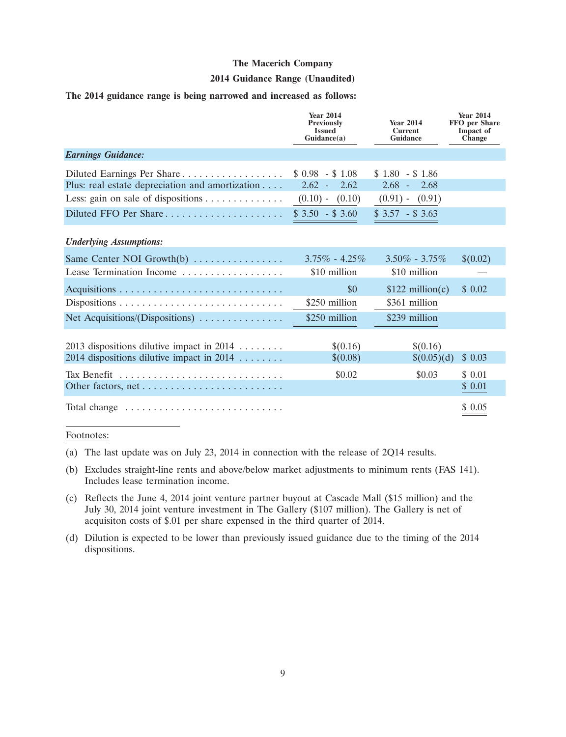**The Macerich Company**

**2014 Guidance Range (Unaudited)**

**The 2014 guidance range is being narrowed and increased as follows:**

| | Year 2014 Previously Issued Guidance(a) | Year 2014 Current Guidance | Year 2014 FFO per Share Impact of Change |
|---|---|---|---|
| ***Earnings Guidance:*** | | | |
| Diluted Earnings Per Share | \$ 0.98 - \$ 1.08 | \$ 1.80 - \$ 1.86 | |
| Plus: real estate depreciation and amortization | 2.62 - 2.62 | 2.68 - 2.68 | |
| Less: gain on sale of dispositions | (0.10) - (0.10) | (0.91) - (0.91) | |
| Diluted FFO Per Share | \$ 3.50 - \$ 3.60 | \$ 3.57 - \$ 3.63 | |
| ***Underlying Assumptions:*** | | | |
| Same Center NOI Growth(b) | 3.75% - 4.25% | 3.50% - 3.75% | \$(0.02) |
| Lease Termination Income | \$10 million | \$10 million | — |
| Acquisitions | \$0 | \$122 million(c) | \$ 0.02 |
| Dispositions | \$250 million | \$361 million | |
| Net Acquisitions/(Dispositions) | \$250 million | \$239 million | |
| 2013 dispositions dilutive impact in 2014 | \$(0.16) | \$(0.16) | |
| 2014 dispositions dilutive impact in 2014 | \$(0.08) | \$(0.05)(d) | \$ 0.03 |
| Tax Benefit | \$0.02 | \$0.03 | \$ 0.01 |
| Other factors, net | | | \$ 0.01 |
| Total change | | | \$ 0.05 |

Footnotes:

(a) The last update was on July 23, 2014 in connection with the release of 2Q14 results.

(b) Excludes straight-line rents and above/below market adjustments to minimum rents (FAS 141). Includes lease termination income.

(c) Reflects the June 4, 2014 joint venture partner buyout at Cascade Mall (\$15 million) and the July 30, 2014 joint venture investment in The Gallery (\$107 million). The Gallery is net of acquisiton costs of \$.01 per share expensed in the third quarter of 2014.

(d) Dilution is expected to be lower than previously issued guidance due to the timing of the 2014 dispositions.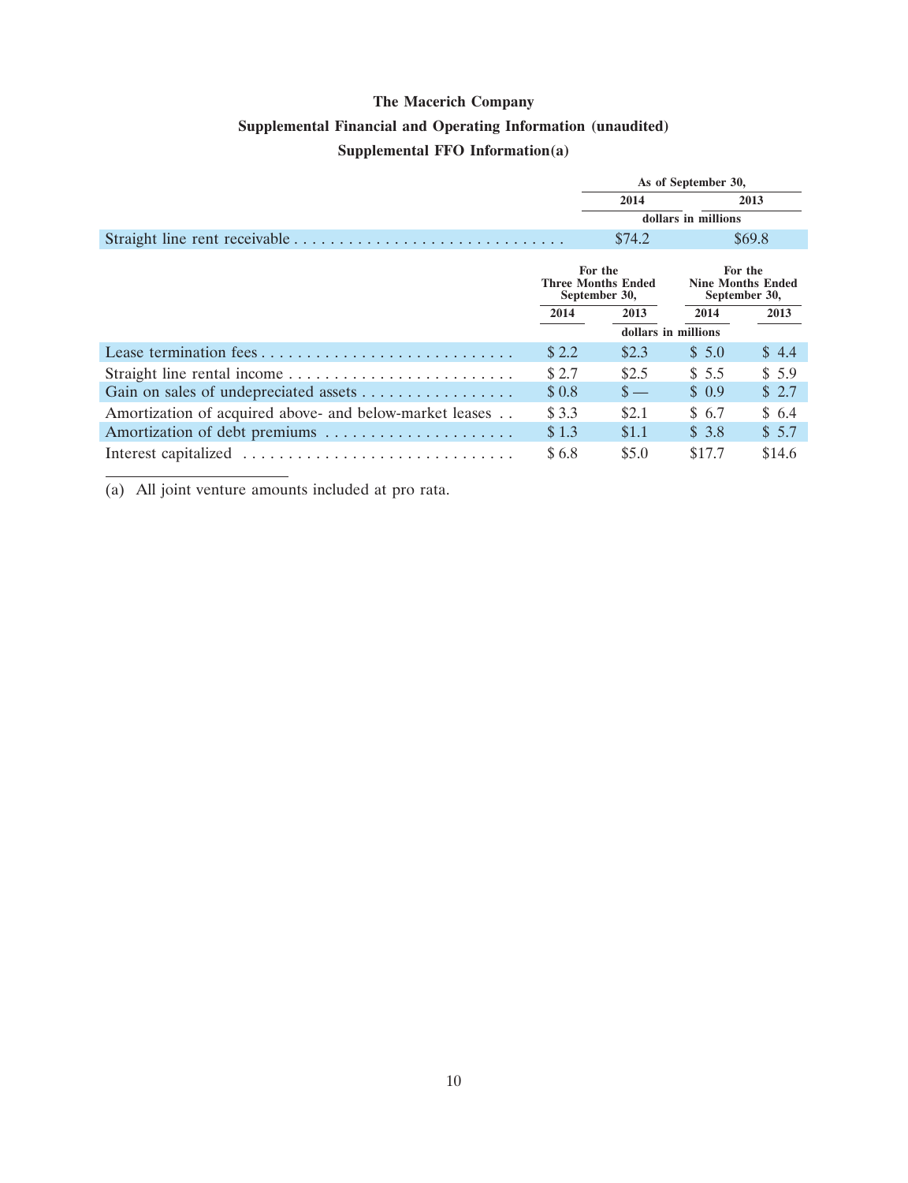# The Macerich Company

## Supplemental Financial and Operating Information (unaudited)

### Supplemental FFO Information(a)

| | As of September 30, | |
|---|---|---|
| | 2014 | 2013 |
| | dollars in millions | |
| Straight line rent receivable | $74.2 | $69.8 |

| | For the Three Months Ended September 30, | | For the Nine Months Ended September 30, | |
|---|---|---|---|---|
| | 2014 | 2013 | 2014 | 2013 |
| | dollars in millions | | | |
| Lease termination fees | $ 2.2 | $2.3 | $ 5.0 | $ 4.4 |
| Straight line rental income | $ 2.7 | $2.5 | $ 5.5 | $ 5.9 |
| Gain on sales of undepreciated assets | $ 0.8 | $ — | $ 0.9 | $ 2.7 |
| Amortization of acquired above- and below-market leases | $ 3.3 | $2.1 | $ 6.7 | $ 6.4 |
| Amortization of debt premiums | $ 1.3 | $1.1 | $ 3.8 | $ 5.7 |
| Interest capitalized | $ 6.8 | $5.0 | $17.7 | $14.6 |

(a) All joint venture amounts included at pro rata.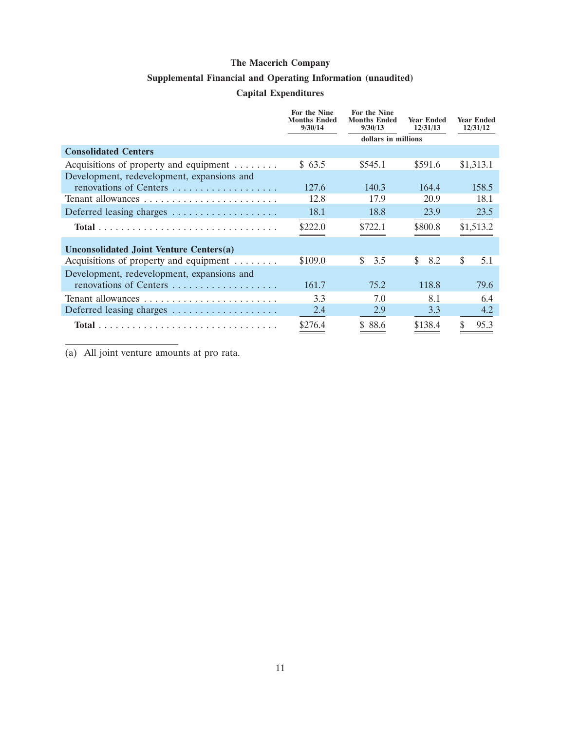# The Macerich Company

## Supplemental Financial and Operating Information (unaudited)

### Capital Expenditures

| | For the Nine Months Ended 9/30/14 | For the Nine Months Ended 9/30/13 | Year Ended 12/31/13 | Year Ended 12/31/12 |
|---|---|---|---|---|
| | dollars in millions | | | |
| **Consolidated Centers** | | | | |
| Acquisitions of property and equipment | $ 63.5 | $545.1 | $591.6 | $1,313.1 |
| Development, redevelopment, expansions and renovations of Centers | 127.6 | 140.3 | 164.4 | 158.5 |
| Tenant allowances | 12.8 | 17.9 | 20.9 | 18.1 |
| Deferred leasing charges | 18.1 | 18.8 | 23.9 | 23.5 |
| **Total** | $222.0 | $722.1 | $800.8 | $1,513.2 |
| **Unconsolidated Joint Venture Centers(a)** | | | | |
| Acquisitions of property and equipment | $109.0 | $ 3.5 | $ 8.2 | $ 5.1 |
| Development, redevelopment, expansions and renovations of Centers | 161.7 | 75.2 | 118.8 | 79.6 |
| Tenant allowances | 3.3 | 7.0 | 8.1 | 6.4 |
| Deferred leasing charges | 2.4 | 2.9 | 3.3 | 4.2 |
| **Total** | $276.4 | $ 88.6 | $138.4 | $ 95.3 |

(a) All joint venture amounts at pro rata.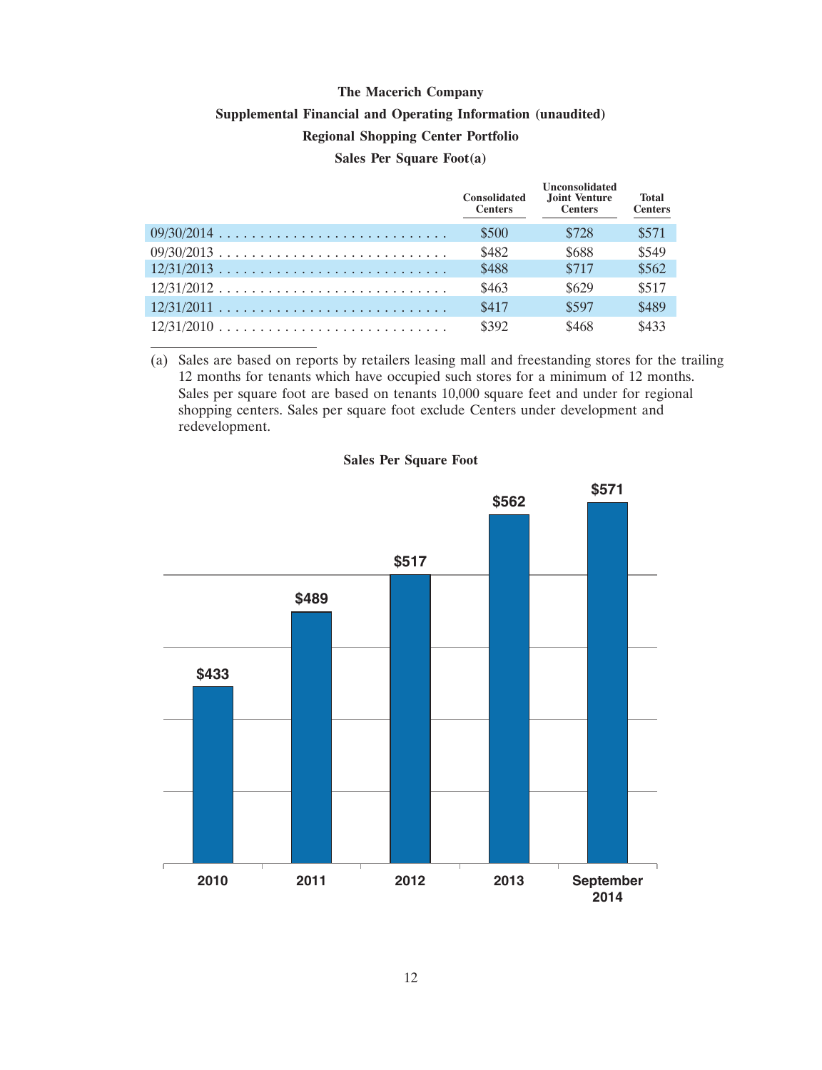**The Macerich Company**

**Supplemental Financial and Operating Information (unaudited)**

**Regional Shopping Center Portfolio**

**Sales Per Square Foot(a)**

| | Consolidated Centers | Unconsolidated Joint Venture Centers | Total Centers |
|---|---|---|---|
| 09/30/2014 | $500 | $728 | $571 |
| 09/30/2013 | $482 | $688 | $549 |
| 12/31/2013 | $488 | $717 | $562 |
| 12/31/2012 | $463 | $629 | $517 |
| 12/31/2011 | $417 | $597 | $489 |
| 12/31/2010 | $392 | $468 | $433 |

(a) Sales are based on reports by retailers leasing mall and freestanding stores for the trailing 12 months for tenants which have occupied such stores for a minimum of 12 months. Sales per square foot are based on tenants 10,000 square feet and under for regional shopping centers. Sales per square foot exclude Centers under development and redevelopment.

**Sales Per Square Foot**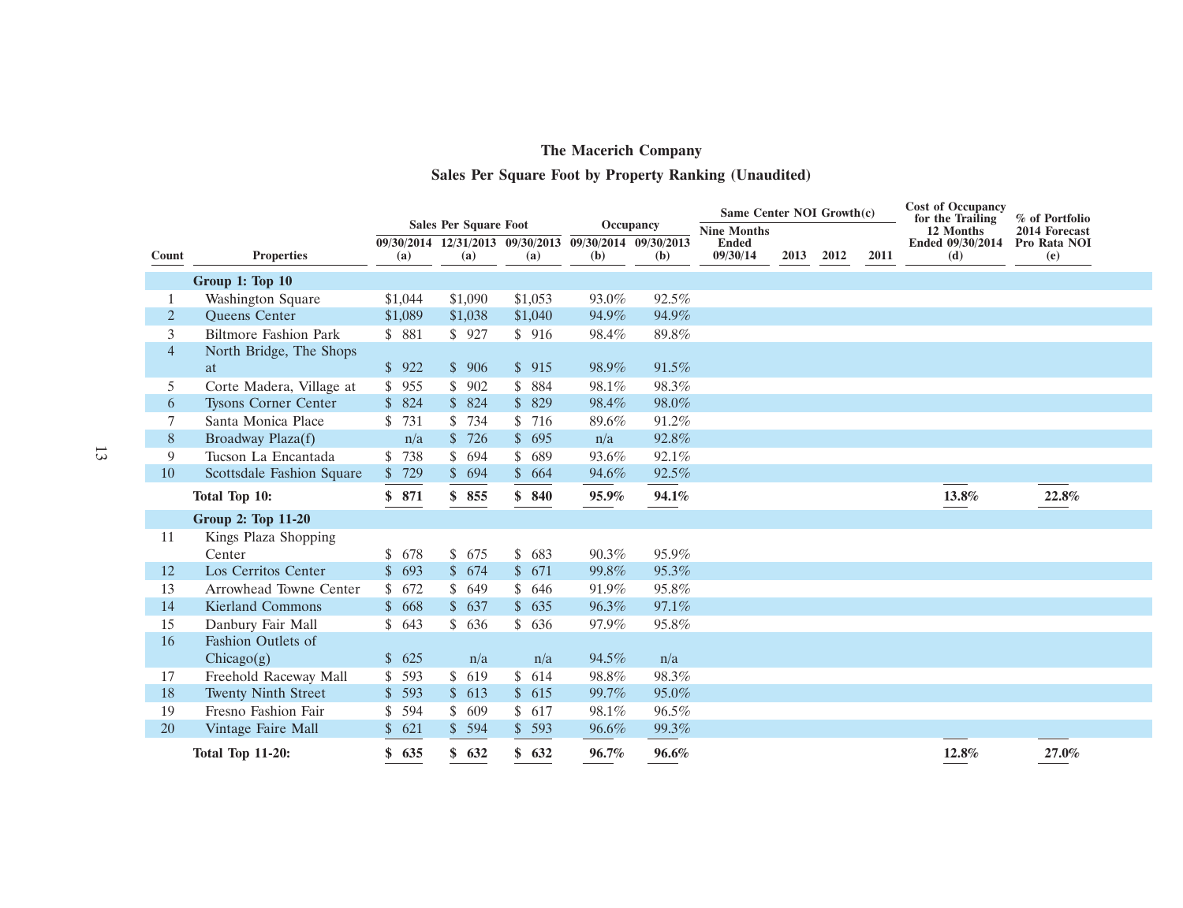## The Macerich Company

### Sales Per Square Foot by Property Ranking (Unaudited)

| Count | Properties | Sales Per Square Foot | | | Occupancy | | Same Center NOI Growth(c) | | | | Cost of Occupancy for the Trailing 12 Months Ended 09/30/2014 (d) | % of Portfolio 2014 Forecast Pro Rata NOI (e) |
|---|---|---|---|---|---|---|---|---|---|---|---|---|
| | | 09/30/2014 (a) | 12/31/2013 (a) | 09/30/2013 (a) | 09/30/2014 (b) | 09/30/2013 (b) | Nine Months Ended 09/30/14 | 2013 | 2012 | 2011 | | |
| | **Group 1: Top 10** | | | | | | | | | | | |
| 1 | Washington Square | $1,044 | $1,090 | $1,053 | 93.0% | 92.5% | | | | | | |
| 2 | Queens Center | $1,089 | $1,038 | $1,040 | 94.9% | 94.9% | | | | | | |
| 3 | Biltmore Fashion Park | $ 881 | $ 927 | $ 916 | 98.4% | 89.8% | | | | | | |
| 4 | North Bridge, The Shops at | $ 922 | $ 906 | $ 915 | 98.9% | 91.5% | | | | | | |
| 5 | Corte Madera, Village at | $ 955 | $ 902 | $ 884 | 98.1% | 98.3% | | | | | | |
| 6 | Tysons Corner Center | $ 824 | $ 824 | $ 829 | 98.4% | 98.0% | | | | | | |
| 7 | Santa Monica Place | $ 731 | $ 734 | $ 716 | 89.6% | 91.2% | | | | | | |
| 8 | Broadway Plaza(f) | n/a | $ 726 | $ 695 | n/a | 92.8% | | | | | | |
| 9 | Tucson La Encantada | $ 738 | $ 694 | $ 689 | 93.6% | 92.1% | | | | | | |
| 10 | Scottsdale Fashion Square | $ 729 | $ 694 | $ 664 | 94.6% | 92.5% | | | | | | |
| | **Total Top 10:** | **$ 871** | **$ 855** | **$ 840** | **95.9%** | **94.1%** | | | | | **13.8%** | **22.8%** |
| | **Group 2: Top 11-20** | | | | | | | | | | | |
| 11 | Kings Plaza Shopping Center | $ 678 | $ 675 | $ 683 | 90.3% | 95.9% | | | | | | |
| 12 | Los Cerritos Center | $ 693 | $ 674 | $ 671 | 99.8% | 95.3% | | | | | | |
| 13 | Arrowhead Towne Center | $ 672 | $ 649 | $ 646 | 91.9% | 95.8% | | | | | | |
| 14 | Kierland Commons | $ 668 | $ 637 | $ 635 | 96.3% | 97.1% | | | | | | |
| 15 | Danbury Fair Mall | $ 643 | $ 636 | $ 636 | 97.9% | 95.8% | | | | | | |
| 16 | Fashion Outlets of Chicago(g) | $ 625 | n/a | n/a | 94.5% | n/a | | | | | | |
| 17 | Freehold Raceway Mall | $ 593 | $ 619 | $ 614 | 98.8% | 98.3% | | | | | | |
| 18 | Twenty Ninth Street | $ 593 | $ 613 | $ 615 | 99.7% | 95.0% | | | | | | |
| 19 | Fresno Fashion Fair | $ 594 | $ 609 | $ 617 | 98.1% | 96.5% | | | | | | |
| 20 | Vintage Faire Mall | $ 621 | $ 594 | $ 593 | 96.6% | 99.3% | | | | | | |
| | **Total Top 11-20:** | **$ 635** | **$ 632** | **$ 632** | **96.7%** | **96.6%** | | | | | **12.8%** | **27.0%** |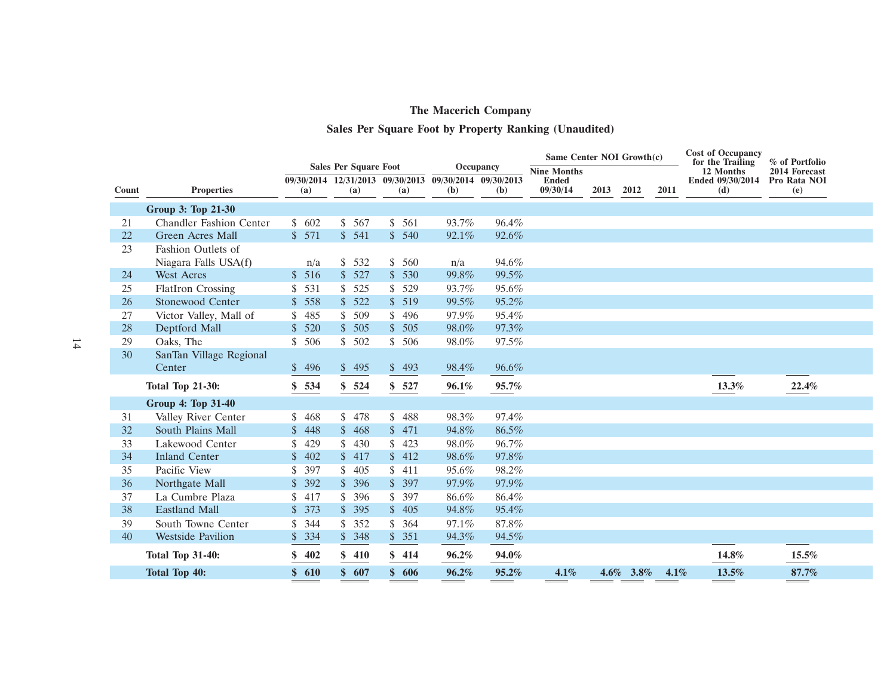# The Macerich Company

## Sales Per Square Foot by Property Ranking (Unaudited)

| Count | Properties | Sales Per Square Foot | | | Occupancy | | Same Center NOI Growth(c) | | | | Cost of Occupancy for the Trailing 12 Months Ended 09/30/2014 (d) | % of Portfolio 2014 Forecast Pro Rata NOI (e) |
|---|---|---|---|---|---|---|---|---|---|---|---|---|
| | | 09/30/2014 (a) | 12/31/2013 (a) | 09/30/2013 (a) | 09/30/2014 (b) | 09/30/2013 (b) | Nine Months Ended 09/30/14 | 2013 | 2012 | 2011 | | |
| | **Group 3: Top 21-30** | | | | | | | | | | | |
| 21 | Chandler Fashion Center | $ 602 | $ 567 | $ 561 | 93.7% | 96.4% | | | | | | |
| 22 | Green Acres Mall | $ 571 | $ 541 | $ 540 | 92.1% | 92.6% | | | | | | |
| 23 | Fashion Outlets of Niagara Falls USA(f) | n/a | $ 532 | $ 560 | n/a | 94.6% | | | | | | |
| 24 | West Acres | $ 516 | $ 527 | $ 530 | 99.8% | 99.5% | | | | | | |
| 25 | FlatIron Crossing | $ 531 | $ 525 | $ 529 | 93.7% | 95.6% | | | | | | |
| 26 | Stonewood Center | $ 558 | $ 522 | $ 519 | 99.5% | 95.2% | | | | | | |
| 27 | Victor Valley, Mall of | $ 485 | $ 509 | $ 496 | 97.9% | 95.4% | | | | | | |
| 28 | Deptford Mall | $ 520 | $ 505 | $ 505 | 98.0% | 97.3% | | | | | | |
| 29 | Oaks, The | $ 506 | $ 502 | $ 506 | 98.0% | 97.5% | | | | | | |
| 30 | SanTan Village Regional Center | $ 496 | $ 495 | $ 493 | 98.4% | 96.6% | | | | | | |
| | **Total Top 21-30:** | **$ 534** | **$ 524** | **$ 527** | **96.1%** | **95.7%** | | | | | **13.3%** | **22.4%** |
| | **Group 4: Top 31-40** | | | | | | | | | | | |
| 31 | Valley River Center | $ 468 | $ 478 | $ 488 | 98.3% | 97.4% | | | | | | |
| 32 | South Plains Mall | $ 448 | $ 468 | $ 471 | 94.8% | 86.5% | | | | | | |
| 33 | Lakewood Center | $ 429 | $ 430 | $ 423 | 98.0% | 96.7% | | | | | | |
| 34 | Inland Center | $ 402 | $ 417 | $ 412 | 98.6% | 97.8% | | | | | | |
| 35 | Pacific View | $ 397 | $ 405 | $ 411 | 95.6% | 98.2% | | | | | | |
| 36 | Northgate Mall | $ 392 | $ 396 | $ 397 | 97.9% | 97.9% | | | | | | |
| 37 | La Cumbre Plaza | $ 417 | $ 396 | $ 397 | 86.6% | 86.4% | | | | | | |
| 38 | Eastland Mall | $ 373 | $ 395 | $ 405 | 94.8% | 95.4% | | | | | | |
| 39 | South Towne Center | $ 344 | $ 352 | $ 364 | 97.1% | 87.8% | | | | | | |
| 40 | Westside Pavilion | $ 334 | $ 348 | $ 351 | 94.3% | 94.5% | | | | | | |
| | **Total Top 31-40:** | **$ 402** | **$ 410** | **$ 414** | **96.2%** | **94.0%** | | | | | **14.8%** | **15.5%** |
| | **Total Top 40:** | **$ 610** | **$ 607** | **$ 606** | **96.2%** | **95.2%** | **4.1%** | **4.6%** | **3.8%** | **4.1%** | **13.5%** | **87.7%** |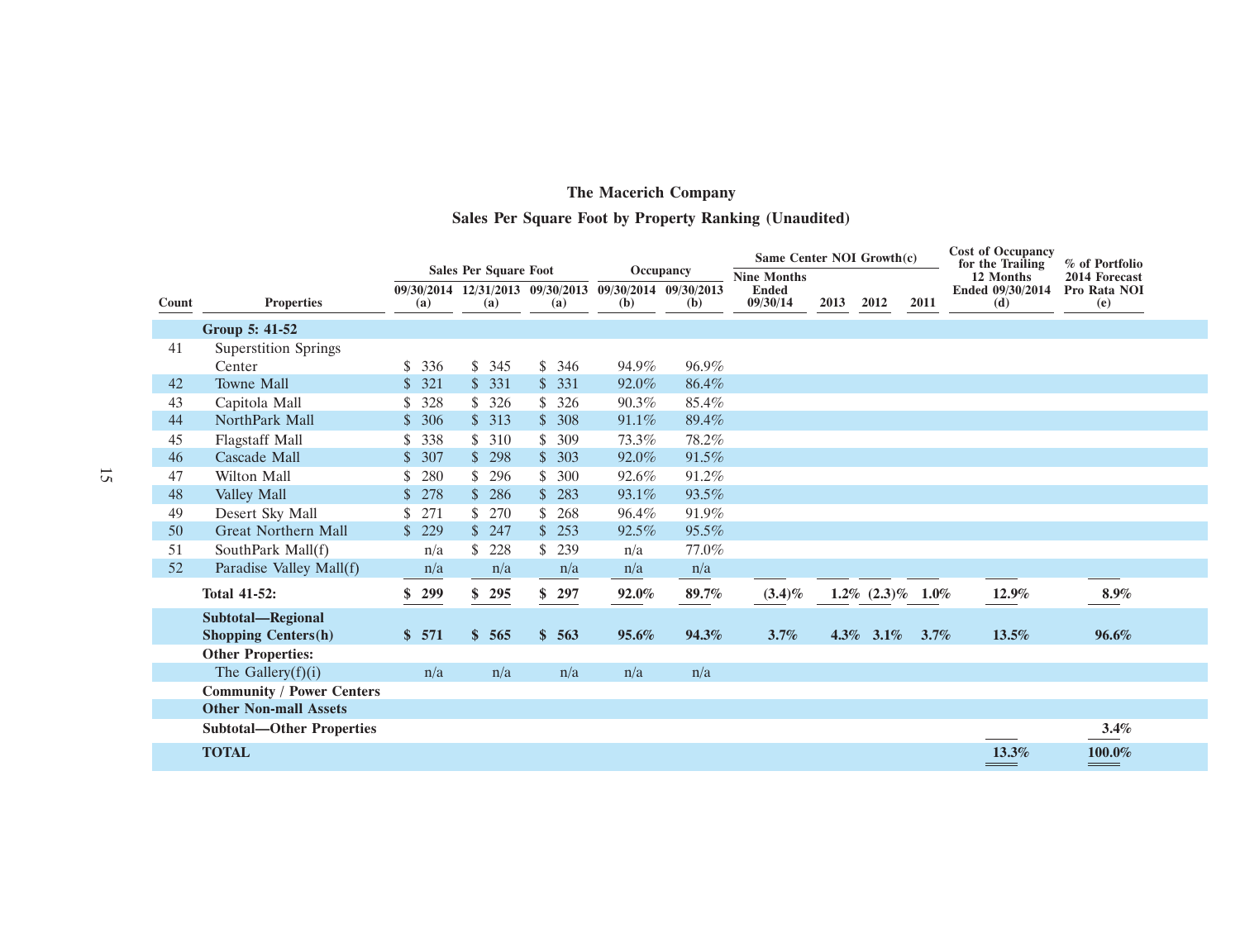# The Macerich Company

## Sales Per Square Foot by Property Ranking (Unaudited)

| Count | Properties | Sales Per Square Foot | | | Occupancy | | Same Center NOI Growth(c) | | | | Cost of Occupancy for the Trailing 12 Months Ended 09/30/2014 (d) | % of Portfolio 2014 Forecast Pro Rata NOI (e) |
|---|---|---|---|---|---|---|---|---|---|---|---|---|
| | | 09/30/2014 (a) | 12/31/2013 (a) | 09/30/2013 (a) | 09/30/2014 (b) | 09/30/2013 (b) | Nine Months Ended 09/30/14 | 2013 | 2012 | 2011 | | |
| | **Group 5: 41-52** | | | | | | | | | | | |
| 41 | Superstition Springs Center | $ 336 | $ 345 | $ 346 | 94.9% | 96.9% | | | | | | |
| 42 | Towne Mall | $ 321 | $ 331 | $ 331 | 92.0% | 86.4% | | | | | | |
| 43 | Capitola Mall | $ 328 | $ 326 | $ 326 | 90.3% | 85.4% | | | | | | |
| 44 | NorthPark Mall | $ 306 | $ 313 | $ 308 | 91.1% | 89.4% | | | | | | |
| 45 | Flagstaff Mall | $ 338 | $ 310 | $ 309 | 73.3% | 78.2% | | | | | | |
| 46 | Cascade Mall | $ 307 | $ 298 | $ 303 | 92.0% | 91.5% | | | | | | |
| 47 | Wilton Mall | $ 280 | $ 296 | $ 300 | 92.6% | 91.2% | | | | | | |
| 48 | Valley Mall | $ 278 | $ 286 | $ 283 | 93.1% | 93.5% | | | | | | |
| 49 | Desert Sky Mall | $ 271 | $ 270 | $ 268 | 96.4% | 91.9% | | | | | | |
| 50 | Great Northern Mall | $ 229 | $ 247 | $ 253 | 92.5% | 95.5% | | | | | | |
| 51 | SouthPark Mall(f) | n/a | $ 228 | $ 239 | n/a | 77.0% | | | | | | |
| 52 | Paradise Valley Mall(f) | n/a | n/a | n/a | n/a | n/a | | | | | | |
| | **Total 41-52:** | **$ 299** | **$ 295** | **$ 297** | **92.0%** | **89.7%** | **(3.4)%** | **1.2%** | **(2.3)%** | **1.0%** | **12.9%** | **8.9%** |
| | **Subtotal—Regional Shopping Centers(h)** | **$ 571** | **$ 565** | **$ 563** | **95.6%** | **94.3%** | **3.7%** | **4.3%** | **3.1%** | **3.7%** | **13.5%** | **96.6%** |
| | **Other Properties:** | | | | | | | | | | | |
| | The Gallery(f)(i) | n/a | n/a | n/a | n/a | n/a | | | | | | |
| | **Community / Power Centers** | | | | | | | | | | | |
| | **Other Non-mall Assets** | | | | | | | | | | | |
| | **Subtotal—Other Properties** | | | | | | | | | | | **3.4%** |
| | **TOTAL** | | | | | | | | | | **13.3%** | **100.0%** |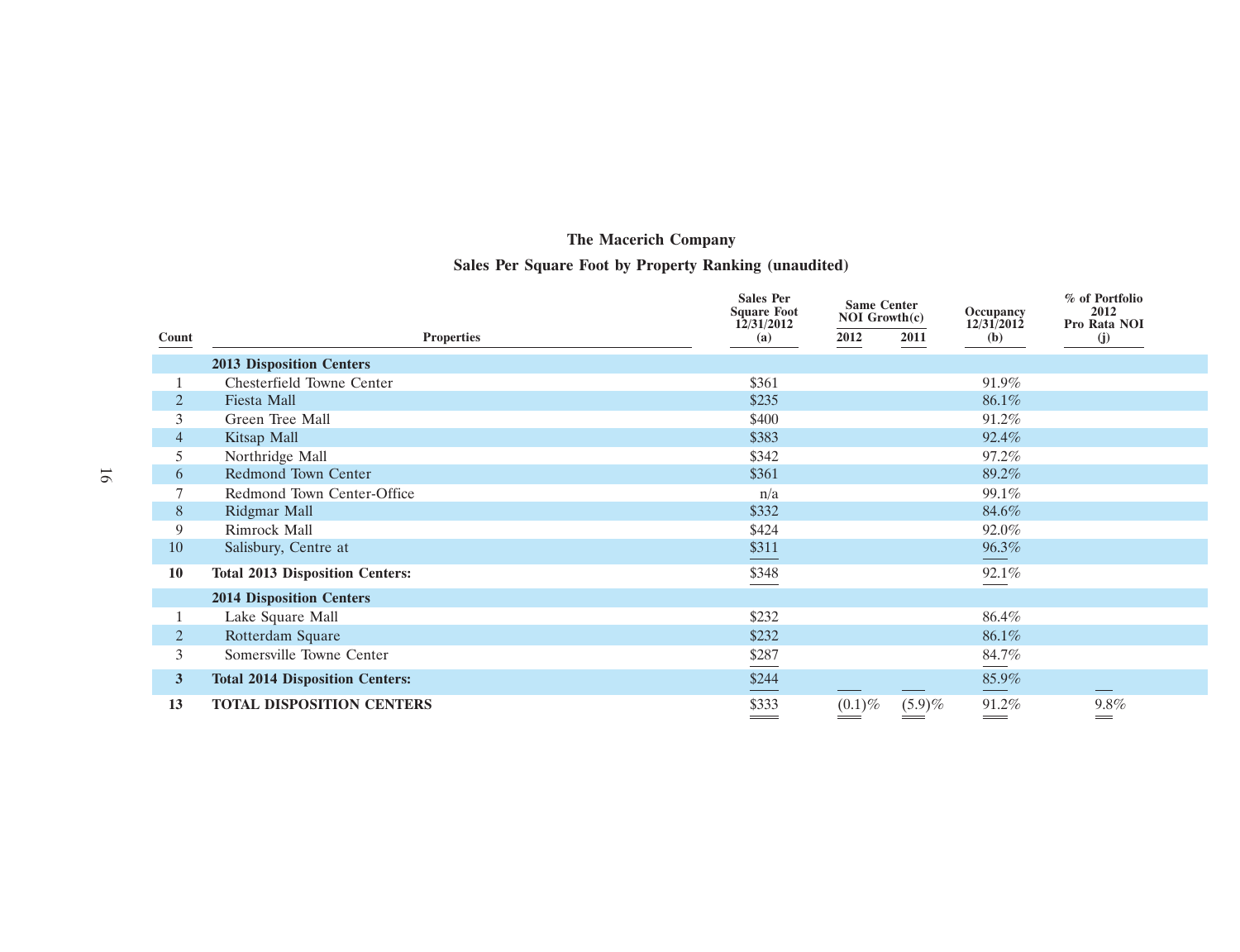**The Macerich Company**

**Sales Per Square Foot by Property Ranking (unaudited)**

| Count | Properties | Sales Per Square Foot 12/31/2012 (a) | Same Center NOI Growth(c) | | Occupancy 12/31/2012 (b) | % of Portfolio 2012 Pro Rata NOI (j) |
|---|---|---|---|---|---|---|
| | | | 2012 | 2011 | | |
| | **2013 Disposition Centers** | | | | | |
| 1 | Chesterfield Towne Center | $361 | | | 91.9% | |
| 2 | Fiesta Mall | $235 | | | 86.1% | |
| 3 | Green Tree Mall | $400 | | | 91.2% | |
| 4 | Kitsap Mall | $383 | | | 92.4% | |
| 5 | Northridge Mall | $342 | | | 97.2% | |
| 6 | Redmond Town Center | $361 | | | 89.2% | |
| 7 | Redmond Town Center-Office | n/a | | | 99.1% | |
| 8 | Ridgmar Mall | $332 | | | 84.6% | |
| 9 | Rimrock Mall | $424 | | | 92.0% | |
| 10 | Salisbury, Centre at | $311 | | | 96.3% | |
| **10** | **Total 2013 Disposition Centers:** | $348 | | | 92.1% | |
| | **2014 Disposition Centers** | | | | | |
| 1 | Lake Square Mall | $232 | | | 86.4% | |
| 2 | Rotterdam Square | $232 | | | 86.1% | |
| 3 | Somersville Towne Center | $287 | | | 84.7% | |
| **3** | **Total 2014 Disposition Centers:** | $244 | | | 85.9% | |
| **13** | **TOTAL DISPOSITION CENTERS** | $333 | (0.1)% | (5.9)% | 91.2% | 9.8% |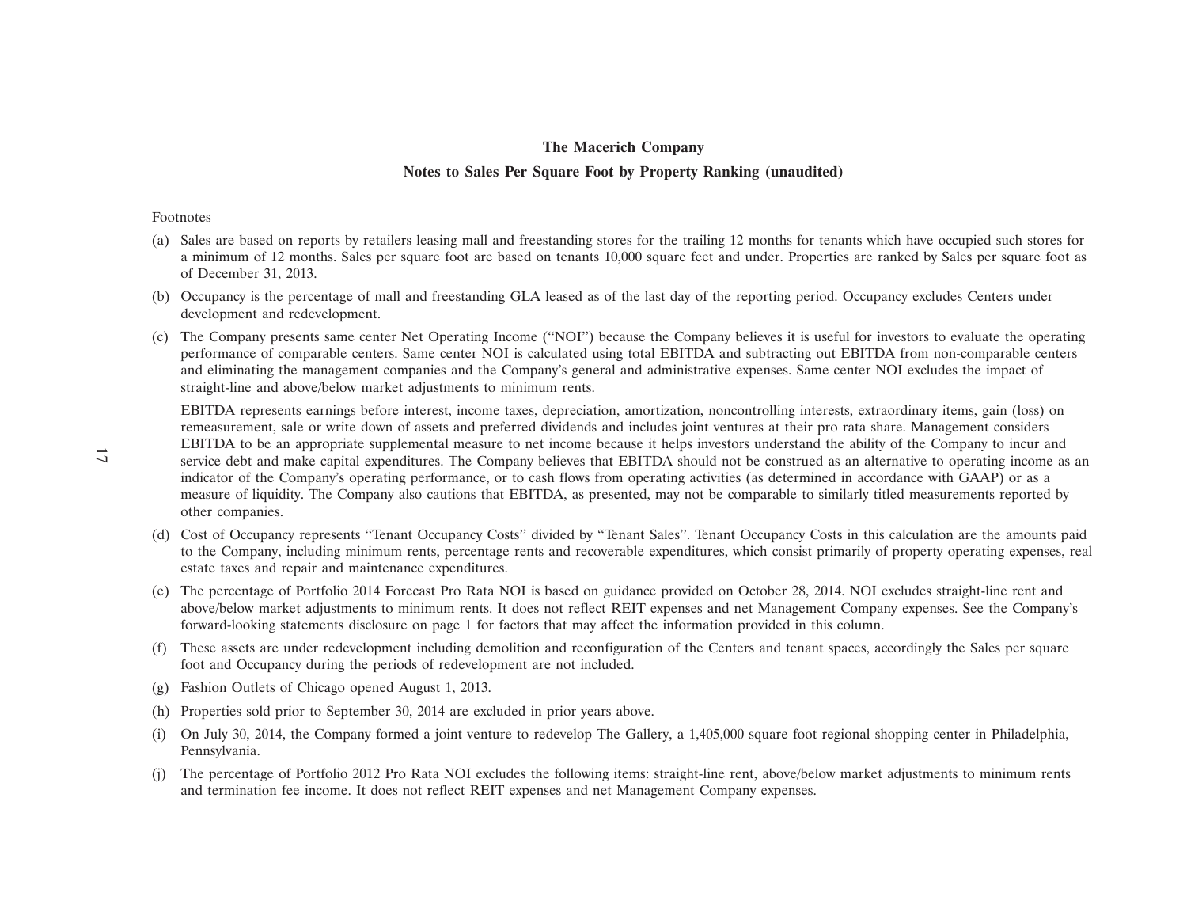## The Macerich Company

### Notes to Sales Per Square Foot by Property Ranking (unaudited)

Footnotes

(a) Sales are based on reports by retailers leasing mall and freestanding stores for the trailing 12 months for tenants which have occupied such stores for a minimum of 12 months. Sales per square foot are based on tenants 10,000 square feet and under. Properties are ranked by Sales per square foot as of December 31, 2013.

(b) Occupancy is the percentage of mall and freestanding GLA leased as of the last day of the reporting period. Occupancy excludes Centers under development and redevelopment.

(c) The Company presents same center Net Operating Income (''NOI'') because the Company believes it is useful for investors to evaluate the operating performance of comparable centers. Same center NOI is calculated using total EBITDA and subtracting out EBITDA from non-comparable centers and eliminating the management companies and the Company's general and administrative expenses. Same center NOI excludes the impact of straight-line and above/below market adjustments to minimum rents.

EBITDA represents earnings before interest, income taxes, depreciation, amortization, noncontrolling interests, extraordinary items, gain (loss) on remeasurement, sale or write down of assets and preferred dividends and includes joint ventures at their pro rata share. Management considers EBITDA to be an appropriate supplemental measure to net income because it helps investors understand the ability of the Company to incur and service debt and make capital expenditures. The Company believes that EBITDA should not be construed as an alternative to operating income as an indicator of the Company's operating performance, or to cash flows from operating activities (as determined in accordance with GAAP) or as a measure of liquidity. The Company also cautions that EBITDA, as presented, may not be comparable to similarly titled measurements reported by other companies.

(d) Cost of Occupancy represents ''Tenant Occupancy Costs'' divided by ''Tenant Sales''. Tenant Occupancy Costs in this calculation are the amounts paid to the Company, including minimum rents, percentage rents and recoverable expenditures, which consist primarily of property operating expenses, real estate taxes and repair and maintenance expenditures.

(e) The percentage of Portfolio 2014 Forecast Pro Rata NOI is based on guidance provided on October 28, 2014. NOI excludes straight-line rent and above/below market adjustments to minimum rents. It does not reflect REIT expenses and net Management Company expenses. See the Company's forward-looking statements disclosure on page 1 for factors that may affect the information provided in this column.

(f) These assets are under redevelopment including demolition and reconfiguration of the Centers and tenant spaces, accordingly the Sales per square foot and Occupancy during the periods of redevelopment are not included.

(g) Fashion Outlets of Chicago opened August 1, 2013.

(h) Properties sold prior to September 30, 2014 are excluded in prior years above.

(i) On July 30, 2014, the Company formed a joint venture to redevelop The Gallery, a 1,405,000 square foot regional shopping center in Philadelphia, Pennsylvania.

(j) The percentage of Portfolio 2012 Pro Rata NOI excludes the following items: straight-line rent, above/below market adjustments to minimum rents and termination fee income. It does not reflect REIT expenses and net Management Company expenses.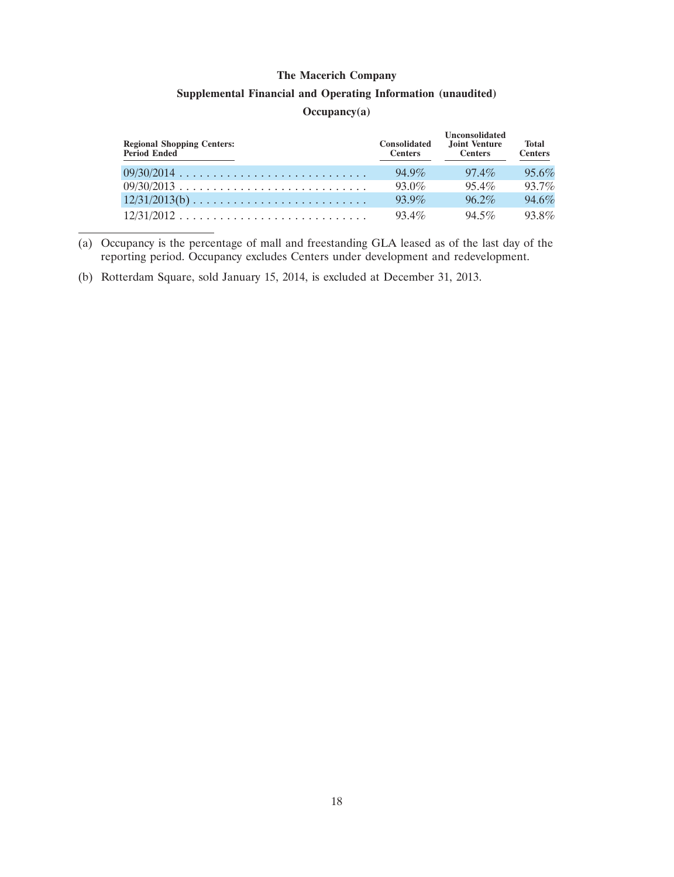**The Macerich Company**

**Supplemental Financial and Operating Information (unaudited)**

**Occupancy(a)**

| Regional Shopping Centers: Period Ended | Consolidated Centers | Unconsolidated Joint Venture Centers | Total Centers |
|---|---|---|---|
| 09/30/2014 | 94.9% | 97.4% | 95.6% |
| 09/30/2013 | 93.0% | 95.4% | 93.7% |
| 12/31/2013(b) | 93.9% | 96.2% | 94.6% |
| 12/31/2012 | 93.4% | 94.5% | 93.8% |

(a) Occupancy is the percentage of mall and freestanding GLA leased as of the last day of the reporting period. Occupancy excludes Centers under development and redevelopment.

(b) Rotterdam Square, sold January 15, 2014, is excluded at December 31, 2013.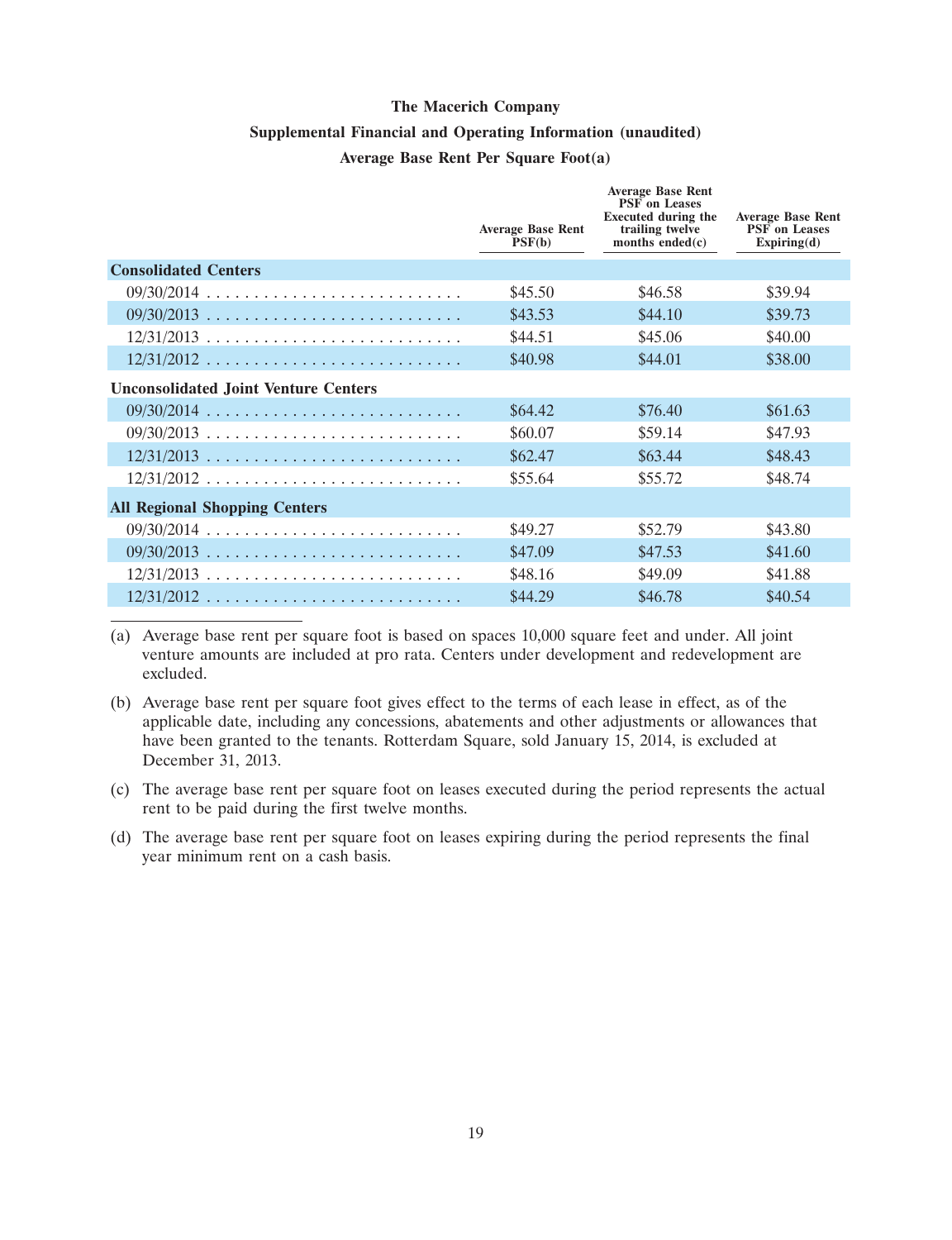# The Macerich Company

## Supplemental Financial and Operating Information (unaudited)

### Average Base Rent Per Square Foot(a)

| | Average Base Rent PSF(b) | Average Base Rent PSF on Leases Executed during the trailing twelve months ended(c) | Average Base Rent PSF on Leases Expiring(d) |
|---|---|---|---|
| **Consolidated Centers** | | | |
| 09/30/2014 | $45.50 | $46.58 | $39.94 |
| 09/30/2013 | $43.53 | $44.10 | $39.73 |
| 12/31/2013 | $44.51 | $45.06 | $40.00 |
| 12/31/2012 | $40.98 | $44.01 | $38.00 |
| **Unconsolidated Joint Venture Centers** | | | |
| 09/30/2014 | $64.42 | $76.40 | $61.63 |
| 09/30/2013 | $60.07 | $59.14 | $47.93 |
| 12/31/2013 | $62.47 | $63.44 | $48.43 |
| 12/31/2012 | $55.64 | $55.72 | $48.74 |
| **All Regional Shopping Centers** | | | |
| 09/30/2014 | $49.27 | $52.79 | $43.80 |
| 09/30/2013 | $47.09 | $47.53 | $41.60 |
| 12/31/2013 | $48.16 | $49.09 | $41.88 |
| 12/31/2012 | $44.29 | $46.78 | $40.54 |

(a) Average base rent per square foot is based on spaces 10,000 square feet and under. All joint venture amounts are included at pro rata. Centers under development and redevelopment are excluded.

(b) Average base rent per square foot gives effect to the terms of each lease in effect, as of the applicable date, including any concessions, abatements and other adjustments or allowances that have been granted to the tenants. Rotterdam Square, sold January 15, 2014, is excluded at December 31, 2013.

(c) The average base rent per square foot on leases executed during the period represents the actual rent to be paid during the first twelve months.

(d) The average base rent per square foot on leases expiring during the period represents the final year minimum rent on a cash basis.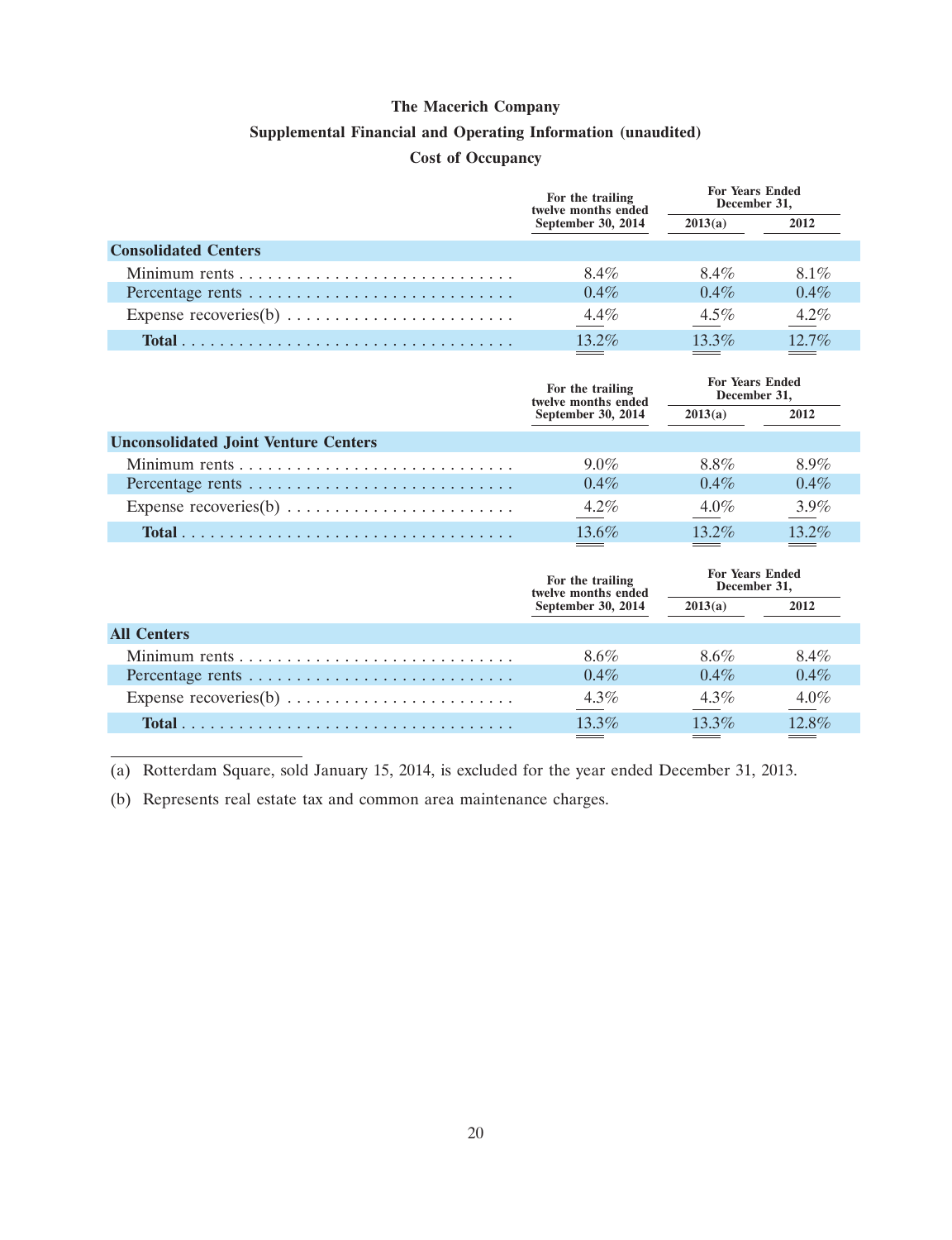# The Macerich Company

## Supplemental Financial and Operating Information (unaudited)

### Cost of Occupancy

| | For the trailing twelve months ended September 30, 2014 | For Years Ended December 31, | |
|---|---|---|---|
| | | 2013(a) | 2012 |
| **Consolidated Centers** | | | |
| Minimum rents | 8.4% | 8.4% | 8.1% |
| Percentage rents | 0.4% | 0.4% | 0.4% |
| Expense recoveries(b) | 4.4% | 4.5% | 4.2% |
| **Total** | 13.2% | 13.3% | 12.7% |

| | For the trailing twelve months ended September 30, 2014 | For Years Ended December 31, | |
|---|---|---|---|
| | | 2013(a) | 2012 |
| **Unconsolidated Joint Venture Centers** | | | |
| Minimum rents | 9.0% | 8.8% | 8.9% |
| Percentage rents | 0.4% | 0.4% | 0.4% |
| Expense recoveries(b) | 4.2% | 4.0% | 3.9% |
| **Total** | 13.6% | 13.2% | 13.2% |

| | For the trailing twelve months ended September 30, 2014 | For Years Ended December 31, | |
|---|---|---|---|
| | | 2013(a) | 2012 |
| **All Centers** | | | |
| Minimum rents | 8.6% | 8.6% | 8.4% |
| Percentage rents | 0.4% | 0.4% | 0.4% |
| Expense recoveries(b) | 4.3% | 4.3% | 4.0% |
| **Total** | 13.3% | 13.3% | 12.8% |

(a) Rotterdam Square, sold January 15, 2014, is excluded for the year ended December 31, 2013.

(b) Represents real estate tax and common area maintenance charges.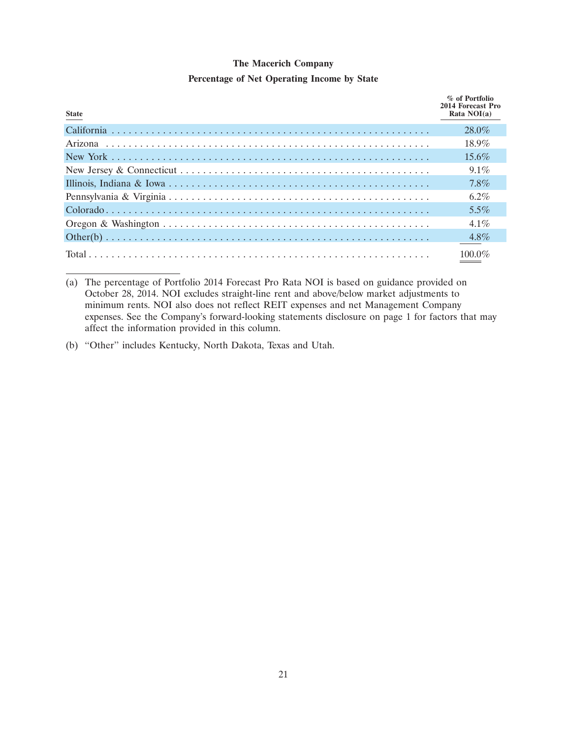# The Macerich Company

## Percentage of Net Operating Income by State

| State | % of Portfolio 2014 Forecast Pro Rata NOI(a) |
|---|---|
| California | 28.0% |
| Arizona | 18.9% |
| New York | 15.6% |
| New Jersey & Connecticut | 9.1% |
| Illinois, Indiana & Iowa | 7.8% |
| Pennsylvania & Virginia | 6.2% |
| Colorado | 5.5% |
| Oregon & Washington | 4.1% |
| Other(b) | 4.8% |
| Total | 100.0% |

(a) The percentage of Portfolio 2014 Forecast Pro Rata NOI is based on guidance provided on October 28, 2014. NOI excludes straight-line rent and above/below market adjustments to minimum rents. NOI also does not reflect REIT expenses and net Management Company expenses. See the Company's forward-looking statements disclosure on page 1 for factors that may affect the information provided in this column.

(b) "Other" includes Kentucky, North Dakota, Texas and Utah.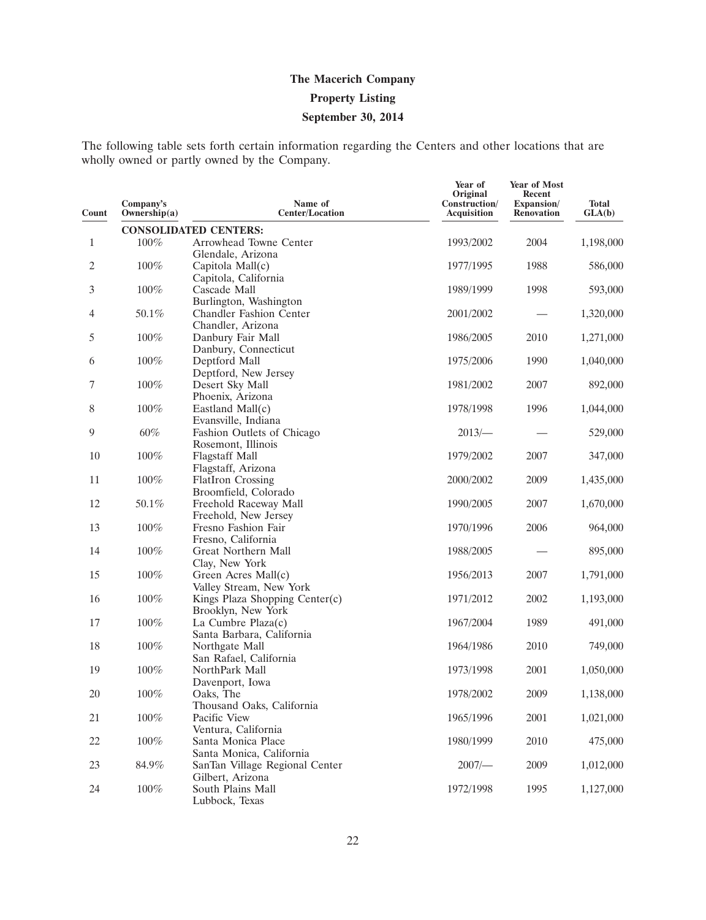# The Macerich Company

## Property Listing

## September 30, 2014

The following table sets forth certain information regarding the Centers and other locations that are wholly owned or partly owned by the Company.

| Count | Company's Ownership(a) | Name of Center/Location | Year of Original Construction/ Acquisition | Year of Most Recent Expansion/ Renovation | Total GLA(b) |
|---|---|---|---|---|---|
| | | **CONSOLIDATED CENTERS:** | | | |
| 1 | 100% | Arrowhead Towne Center<br>Glendale, Arizona | 1993/2002 | 2004 | 1,198,000 |
| 2 | 100% | Capitola Mall(c)<br>Capitola, California | 1977/1995 | 1988 | 586,000 |
| 3 | 100% | Cascade Mall<br>Burlington, Washington | 1989/1999 | 1998 | 593,000 |
| 4 | 50.1% | Chandler Fashion Center<br>Chandler, Arizona | 2001/2002 | — | 1,320,000 |
| 5 | 100% | Danbury Fair Mall<br>Danbury, Connecticut | 1986/2005 | 2010 | 1,271,000 |
| 6 | 100% | Deptford Mall<br>Deptford, New Jersey | 1975/2006 | 1990 | 1,040,000 |
| 7 | 100% | Desert Sky Mall<br>Phoenix, Arizona | 1981/2002 | 2007 | 892,000 |
| 8 | 100% | Eastland Mall(c)<br>Evansville, Indiana | 1978/1998 | 1996 | 1,044,000 |
| 9 | 60% | Fashion Outlets of Chicago<br>Rosemont, Illinois | 2013/— | — | 529,000 |
| 10 | 100% | Flagstaff Mall<br>Flagstaff, Arizona | 1979/2002 | 2007 | 347,000 |
| 11 | 100% | FlatIron Crossing<br>Broomfield, Colorado | 2000/2002 | 2009 | 1,435,000 |
| 12 | 50.1% | Freehold Raceway Mall<br>Freehold, New Jersey | 1990/2005 | 2007 | 1,670,000 |
| 13 | 100% | Fresno Fashion Fair<br>Fresno, California | 1970/1996 | 2006 | 964,000 |
| 14 | 100% | Great Northern Mall<br>Clay, New York | 1988/2005 | — | 895,000 |
| 15 | 100% | Green Acres Mall(c)<br>Valley Stream, New York | 1956/2013 | 2007 | 1,791,000 |
| 16 | 100% | Kings Plaza Shopping Center(c)<br>Brooklyn, New York | 1971/2012 | 2002 | 1,193,000 |
| 17 | 100% | La Cumbre Plaza(c)<br>Santa Barbara, California | 1967/2004 | 1989 | 491,000 |
| 18 | 100% | Northgate Mall<br>San Rafael, California | 1964/1986 | 2010 | 749,000 |
| 19 | 100% | NorthPark Mall<br>Davenport, Iowa | 1973/1998 | 2001 | 1,050,000 |
| 20 | 100% | Oaks, The<br>Thousand Oaks, California | 1978/2002 | 2009 | 1,138,000 |
| 21 | 100% | Pacific View<br>Ventura, California | 1965/1996 | 2001 | 1,021,000 |
| 22 | 100% | Santa Monica Place<br>Santa Monica, California | 1980/1999 | 2010 | 475,000 |
| 23 | 84.9% | SanTan Village Regional Center<br>Gilbert, Arizona | 2007/— | 2009 | 1,012,000 |
| 24 | 100% | South Plains Mall<br>Lubbock, Texas | 1972/1998 | 1995 | 1,127,000 |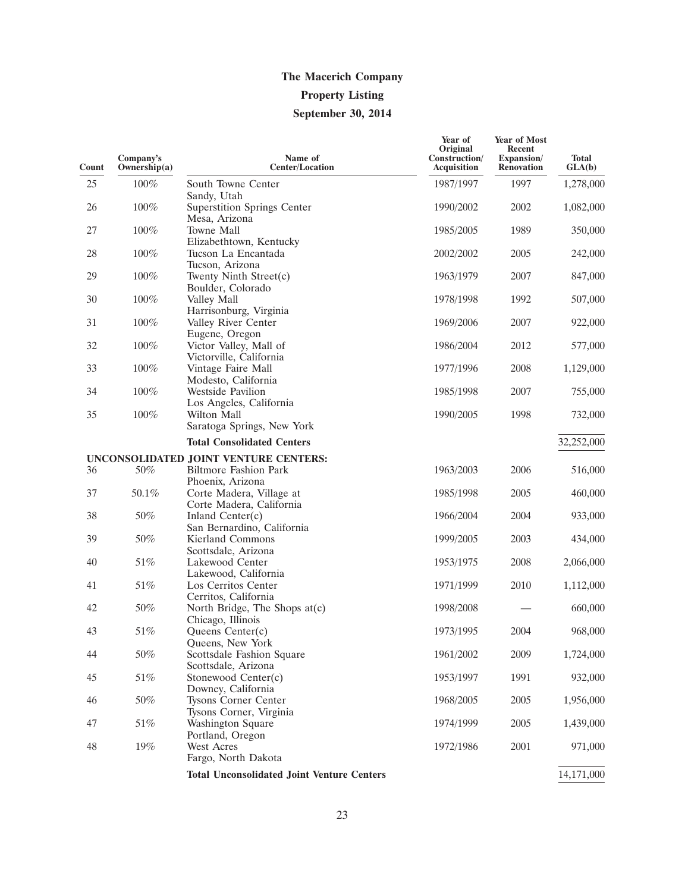# The Macerich Company

## Property Listing

## September 30, 2014

| Count | Company's Ownership(a) | Name of Center/Location | Year of Original Construction/ Acquisition | Year of Most Recent Expansion/ Renovation | Total GLA(b) |
|---|---|---|---|---|---|
| 25 | 100% | South Towne Center<br>Sandy, Utah | 1987/1997 | 1997 | 1,278,000 |
| 26 | 100% | Superstition Springs Center<br>Mesa, Arizona | 1990/2002 | 2002 | 1,082,000 |
| 27 | 100% | Towne Mall<br>Elizabethtown, Kentucky | 1985/2005 | 1989 | 350,000 |
| 28 | 100% | Tucson La Encantada<br>Tucson, Arizona | 2002/2002 | 2005 | 242,000 |
| 29 | 100% | Twenty Ninth Street(c)<br>Boulder, Colorado | 1963/1979 | 2007 | 847,000 |
| 30 | 100% | Valley Mall<br>Harrisonburg, Virginia | 1978/1998 | 1992 | 507,000 |
| 31 | 100% | Valley River Center<br>Eugene, Oregon | 1969/2006 | 2007 | 922,000 |
| 32 | 100% | Victor Valley, Mall of<br>Victorville, California | 1986/2004 | 2012 | 577,000 |
| 33 | 100% | Vintage Faire Mall<br>Modesto, California | 1977/1996 | 2008 | 1,129,000 |
| 34 | 100% | Westside Pavilion<br>Los Angeles, California | 1985/1998 | 2007 | 755,000 |
| 35 | 100% | Wilton Mall<br>Saratoga Springs, New York | 1990/2005 | 1998 | 732,000 |
| | | **Total Consolidated Centers** | | | 32,252,000 |
| **UNCONSOLIDATED JOINT VENTURE CENTERS:** | | | | | |
| 36 | 50% | Biltmore Fashion Park<br>Phoenix, Arizona | 1963/2003 | 2006 | 516,000 |
| 37 | 50.1% | Corte Madera, Village at<br>Corte Madera, California | 1985/1998 | 2005 | 460,000 |
| 38 | 50% | Inland Center(c)<br>San Bernardino, California | 1966/2004 | 2004 | 933,000 |
| 39 | 50% | Kierland Commons<br>Scottsdale, Arizona | 1999/2005 | 2003 | 434,000 |
| 40 | 51% | Lakewood Center<br>Lakewood, California | 1953/1975 | 2008 | 2,066,000 |
| 41 | 51% | Los Cerritos Center<br>Cerritos, California | 1971/1999 | 2010 | 1,112,000 |
| 42 | 50% | North Bridge, The Shops at(c)<br>Chicago, Illinois | 1998/2008 | — | 660,000 |
| 43 | 51% | Queens Center(c)<br>Queens, New York | 1973/1995 | 2004 | 968,000 |
| 44 | 50% | Scottsdale Fashion Square<br>Scottsdale, Arizona | 1961/2002 | 2009 | 1,724,000 |
| 45 | 51% | Stonewood Center(c)<br>Downey, California | 1953/1997 | 1991 | 932,000 |
| 46 | 50% | Tysons Corner Center<br>Tysons Corner, Virginia | 1968/2005 | 2005 | 1,956,000 |
| 47 | 51% | Washington Square<br>Portland, Oregon | 1974/1999 | 2005 | 1,439,000 |
| 48 | 19% | West Acres<br>Fargo, North Dakota | 1972/1986 | 2001 | 971,000 |
| | | **Total Unconsolidated Joint Venture Centers** | | | 14,171,000 |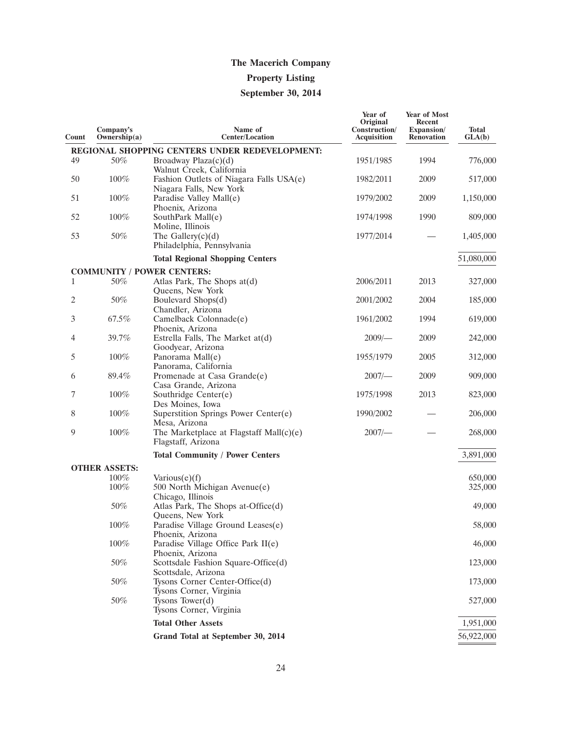# The Macerich Company

## Property Listing

## September 30, 2014

| Count | Company's Ownership(a) | Name of Center/Location | Year of Original Construction/ Acquisition | Year of Most Recent Expansion/ Renovation | Total GLA(b) |
|---|---|---|---|---|---|
| | | **REGIONAL SHOPPING CENTERS UNDER REDEVELOPMENT:** | | | |
| 49 | 50% | Broadway Plaza(c)(d) Walnut Creek, California | 1951/1985 | 1994 | 776,000 |
| 50 | 100% | Fashion Outlets of Niagara Falls USA(e) Niagara Falls, New York | 1982/2011 | 2009 | 517,000 |
| 51 | 100% | Paradise Valley Mall(e) Phoenix, Arizona | 1979/2002 | 2009 | 1,150,000 |
| 52 | 100% | SouthPark Mall(e) Moline, Illinois | 1974/1998 | 1990 | 809,000 |
| 53 | 50% | The Gallery(c)(d) Philadelphia, Pennsylvania | 1977/2014 | — | 1,405,000 |
| | | **Total Regional Shopping Centers** | | | 51,080,000 |
| | | **COMMUNITY / POWER CENTERS:** | | | |
| 1 | 50% | Atlas Park, The Shops at(d) Queens, New York | 2006/2011 | 2013 | 327,000 |
| 2 | 50% | Boulevard Shops(d) Chandler, Arizona | 2001/2002 | 2004 | 185,000 |
| 3 | 67.5% | Camelback Colonnade(e) Phoenix, Arizona | 1961/2002 | 1994 | 619,000 |
| 4 | 39.7% | Estrella Falls, The Market at(d) Goodyear, Arizona | 2009/— | 2009 | 242,000 |
| 5 | 100% | Panorama Mall(e) Panorama, California | 1955/1979 | 2005 | 312,000 |
| 6 | 89.4% | Promenade at Casa Grande(e) Casa Grande, Arizona | 2007/— | 2009 | 909,000 |
| 7 | 100% | Southridge Center(e) Des Moines, Iowa | 1975/1998 | 2013 | 823,000 |
| 8 | 100% | Superstition Springs Power Center(e) Mesa, Arizona | 1990/2002 | — | 206,000 |
| 9 | 100% | The Marketplace at Flagstaff Mall(c)(e) Flagstaff, Arizona | 2007/— | — | 268,000 |
| | | **Total Community / Power Centers** | | | 3,891,000 |
| | | **OTHER ASSETS:** | | | |
| | 100% | Various(e)(f) | | | 650,000 |
| | 100% | 500 North Michigan Avenue(e) Chicago, Illinois | | | 325,000 |
| | 50% | Atlas Park, The Shops at-Office(d) Queens, New York | | | 49,000 |
| | 100% | Paradise Village Ground Leases(e) Phoenix, Arizona | | | 58,000 |
| | 100% | Paradise Village Office Park II(e) Phoenix, Arizona | | | 46,000 |
| | 50% | Scottsdale Fashion Square-Office(d) Scottsdale, Arizona | | | 123,000 |
| | 50% | Tysons Corner Center-Office(d) Tysons Corner, Virginia | | | 173,000 |
| | 50% | Tysons Tower(d) Tysons Corner, Virginia | | | 527,000 |
| | | **Total Other Assets** | | | 1,951,000 |
| | | **Grand Total at September 30, 2014** | | | 56,922,000 |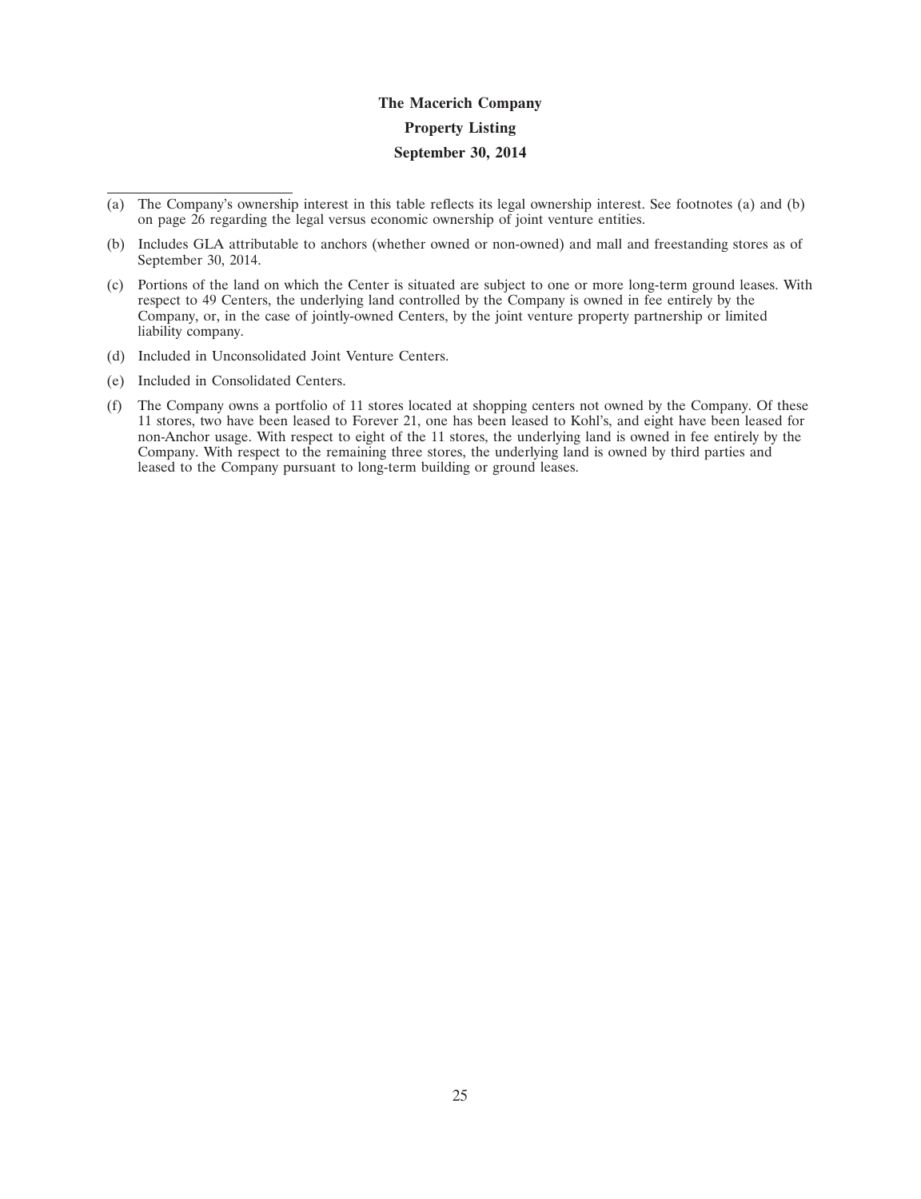**The Macerich Company**

**Property Listing**

**September 30, 2014**

---

(a) The Company's ownership interest in this table reflects its legal ownership interest. See footnotes (a) and (b) on page 26 regarding the legal versus economic ownership of joint venture entities.

(b) Includes GLA attributable to anchors (whether owned or non-owned) and mall and freestanding stores as of September 30, 2014.

(c) Portions of the land on which the Center is situated are subject to one or more long-term ground leases. With respect to 49 Centers, the underlying land controlled by the Company is owned in fee entirely by the Company, or, in the case of jointly-owned Centers, by the joint venture property partnership or limited liability company.

(d) Included in Unconsolidated Joint Venture Centers.

(e) Included in Consolidated Centers.

(f) The Company owns a portfolio of 11 stores located at shopping centers not owned by the Company. Of these 11 stores, two have been leased to Forever 21, one has been leased to Kohl's, and eight have been leased for non-Anchor usage. With respect to eight of the 11 stores, the underlying land is owned in fee entirely by the Company. With respect to the remaining three stores, the underlying land is owned by third parties and leased to the Company pursuant to long-term building or ground leases.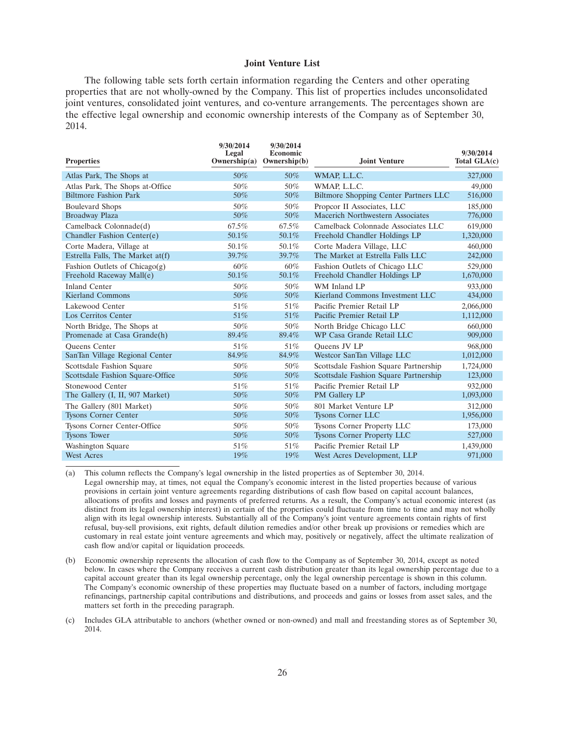### Joint Venture List

The following table sets forth certain information regarding the Centers and other operating properties that are not wholly-owned by the Company. This list of properties includes unconsolidated joint ventures, consolidated joint ventures, and co-venture arrangements. The percentages shown are the effective legal ownership and economic ownership interests of the Company as of September 30, 2014.

| Properties | 9/30/2014 Legal Ownership(a) | 9/30/2014 Economic Ownership(b) | Joint Venture | 9/30/2014 Total GLA(c) |
|---|---|---|---|---|
| Atlas Park, The Shops at | 50% | 50% | WMAP, L.L.C. | 327,000 |
| Atlas Park, The Shops at-Office | 50% | 50% | WMAP, L.L.C. | 49,000 |
| Biltmore Fashion Park | 50% | 50% | Biltmore Shopping Center Partners LLC | 516,000 |
| Boulevard Shops | 50% | 50% | Propcor II Associates, LLC | 185,000 |
| Broadway Plaza | 50% | 50% | Macerich Northwestern Associates | 776,000 |
| Camelback Colonnade(d) | 67.5% | 67.5% | Camelback Colonnade Associates LLC | 619,000 |
| Chandler Fashion Center(e) | 50.1% | 50.1% | Freehold Chandler Holdings LP | 1,320,000 |
| Corte Madera, Village at | 50.1% | 50.1% | Corte Madera Village, LLC | 460,000 |
| Estrella Falls, The Market at(f) | 39.7% | 39.7% | The Market at Estrella Falls LLC | 242,000 |
| Fashion Outlets of Chicago(g) | 60% | 60% | Fashion Outlets of Chicago LLC | 529,000 |
| Freehold Raceway Mall(e) | 50.1% | 50.1% | Freehold Chandler Holdings LP | 1,670,000 |
| Inland Center | 50% | 50% | WM Inland LP | 933,000 |
| Kierland Commons | 50% | 50% | Kierland Commons Investment LLC | 434,000 |
| Lakewood Center | 51% | 51% | Pacific Premier Retail LP | 2,066,000 |
| Los Cerritos Center | 51% | 51% | Pacific Premier Retail LP | 1,112,000 |
| North Bridge, The Shops at | 50% | 50% | North Bridge Chicago LLC | 660,000 |
| Promenade at Casa Grande(h) | 89.4% | 89.4% | WP Casa Grande Retail LLC | 909,000 |
| Queens Center | 51% | 51% | Queens JV LP | 968,000 |
| SanTan Village Regional Center | 84.9% | 84.9% | Westcor SanTan Village LLC | 1,012,000 |
| Scottsdale Fashion Square | 50% | 50% | Scottsdale Fashion Square Partnership | 1,724,000 |
| Scottsdale Fashion Square-Office | 50% | 50% | Scottsdale Fashion Square Partnership | 123,000 |
| Stonewood Center | 51% | 51% | Pacific Premier Retail LP | 932,000 |
| The Gallery (I, II, 907 Market) | 50% | 50% | PM Gallery LP | 1,093,000 |
| The Gallery (801 Market) | 50% | 50% | 801 Market Venture LP | 312,000 |
| Tysons Corner Center | 50% | 50% | Tysons Corner LLC | 1,956,000 |
| Tysons Corner Center-Office | 50% | 50% | Tysons Corner Property LLC | 173,000 |
| Tysons Tower | 50% | 50% | Tysons Corner Property LLC | 527,000 |
| Washington Square | 51% | 51% | Pacific Premier Retail LP | 1,439,000 |
| West Acres | 19% | 19% | West Acres Development, LLP | 971,000 |

(a) This column reflects the Company's legal ownership in the listed properties as of September 30, 2014. Legal ownership may, at times, not equal the Company's economic interest in the listed properties because of various provisions in certain joint venture agreements regarding distributions of cash flow based on capital account balances, allocations of profits and losses and payments of preferred returns. As a result, the Company's actual economic interest (as distinct from its legal ownership interest) in certain of the properties could fluctuate from time to time and may not wholly align with its legal ownership interests. Substantially all of the Company's joint venture agreements contain rights of first refusal, buy-sell provisions, exit rights, default dilution remedies and/or other break up provisions or remedies which are customary in real estate joint venture agreements and which may, positively or negatively, affect the ultimate realization of cash flow and/or capital or liquidation proceeds.

(b) Economic ownership represents the allocation of cash flow to the Company as of September 30, 2014, except as noted below. In cases where the Company receives a current cash distribution greater than its legal ownership percentage due to a capital account greater than its legal ownership percentage, only the legal ownership percentage is shown in this column. The Company's economic ownership of these properties may fluctuate based on a number of factors, including mortgage refinancings, partnership capital contributions and distributions, and proceeds and gains or losses from asset sales, and the matters set forth in the preceding paragraph.

(c) Includes GLA attributable to anchors (whether owned or non-owned) and mall and freestanding stores as of September 30, 2014.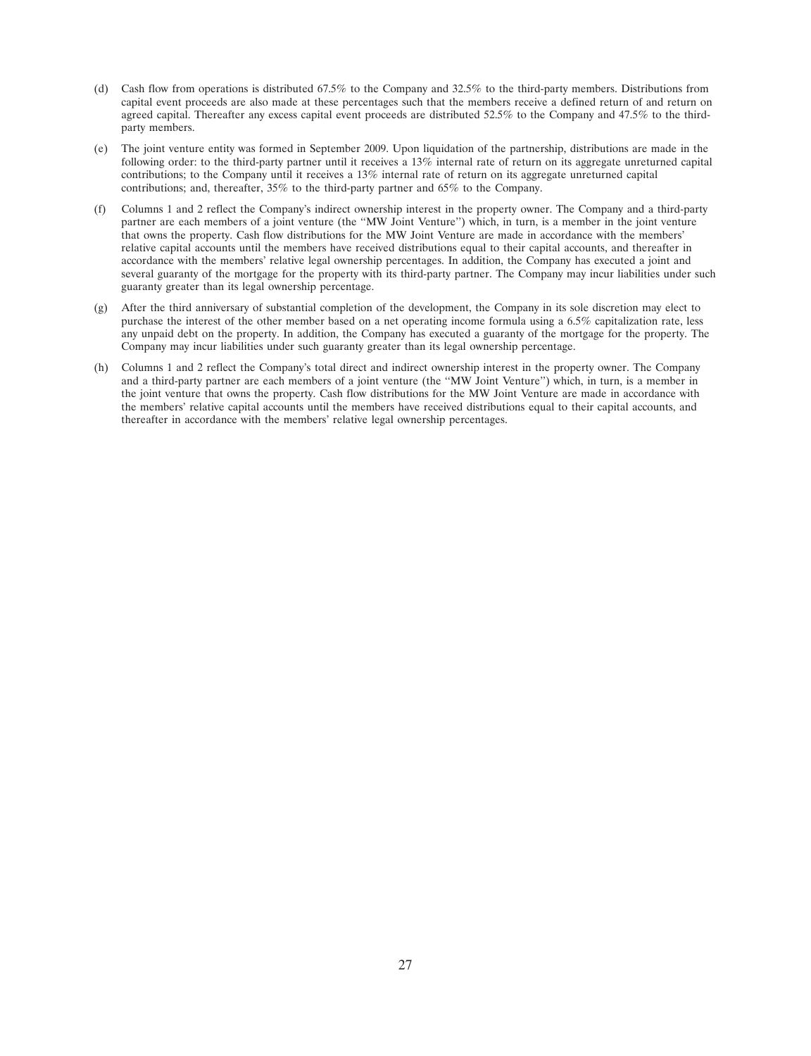(d) Cash flow from operations is distributed 67.5% to the Company and 32.5% to the third-party members. Distributions from capital event proceeds are also made at these percentages such that the members receive a defined return of and return on agreed capital. Thereafter any excess capital event proceeds are distributed 52.5% to the Company and 47.5% to the third-party members.

(e) The joint venture entity was formed in September 2009. Upon liquidation of the partnership, distributions are made in the following order: to the third-party partner until it receives a 13% internal rate of return on its aggregate unreturned capital contributions; to the Company until it receives a 13% internal rate of return on its aggregate unreturned capital contributions; and, thereafter, 35% to the third-party partner and 65% to the Company.

(f) Columns 1 and 2 reflect the Company's indirect ownership interest in the property owner. The Company and a third-party partner are each members of a joint venture (the ''MW Joint Venture'') which, in turn, is a member in the joint venture that owns the property. Cash flow distributions for the MW Joint Venture are made in accordance with the members' relative capital accounts until the members have received distributions equal to their capital accounts, and thereafter in accordance with the members' relative legal ownership percentages. In addition, the Company has executed a joint and several guaranty of the mortgage for the property with its third-party partner. The Company may incur liabilities under such guaranty greater than its legal ownership percentage.

(g) After the third anniversary of substantial completion of the development, the Company in its sole discretion may elect to purchase the interest of the other member based on a net operating income formula using a 6.5% capitalization rate, less any unpaid debt on the property. In addition, the Company has executed a guaranty of the mortgage for the property. The Company may incur liabilities under such guaranty greater than its legal ownership percentage.

(h) Columns 1 and 2 reflect the Company's total direct and indirect ownership interest in the property owner. The Company and a third-party partner are each members of a joint venture (the ''MW Joint Venture'') which, in turn, is a member in the joint venture that owns the property. Cash flow distributions for the MW Joint Venture are made in accordance with the members' relative capital accounts until the members have received distributions equal to their capital accounts, and thereafter in accordance with the members' relative legal ownership percentages.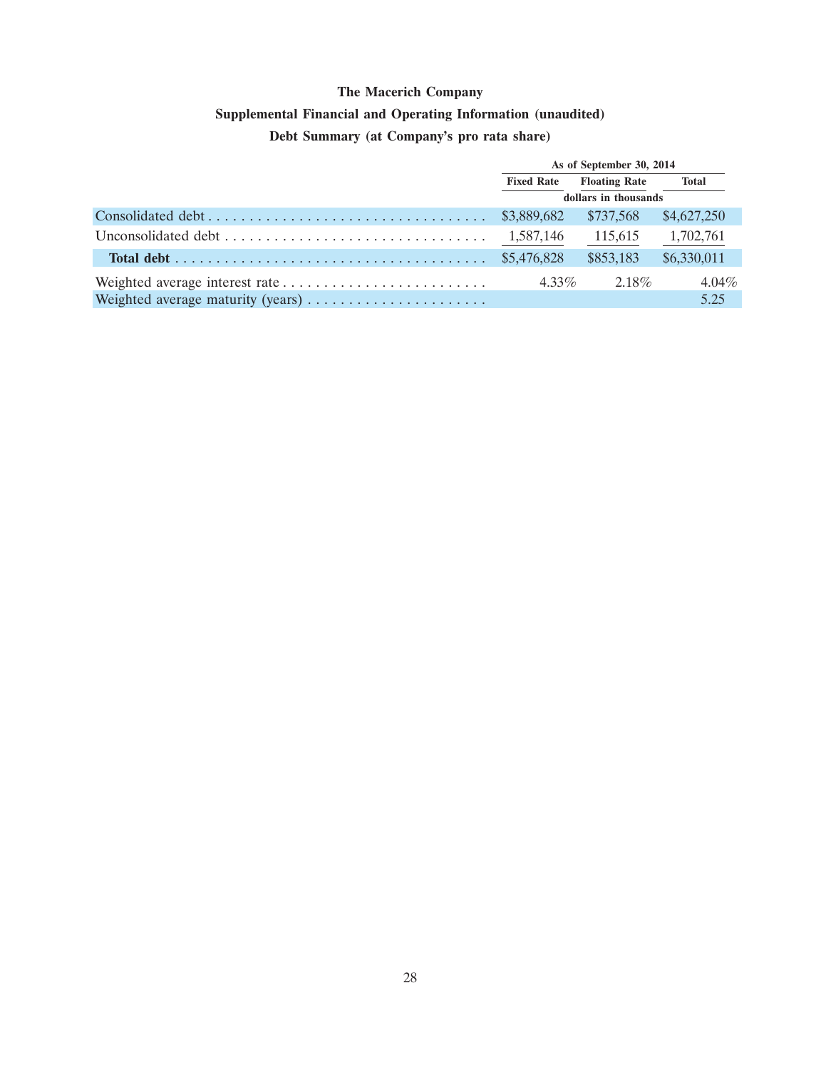# The Macerich Company

## Supplemental Financial and Operating Information (unaudited)

### Debt Summary (at Company's pro rata share)

| | As of September 30, 2014 | | |
|---|---|---|---|
| | Fixed Rate | Floating Rate | Total |
| | dollars in thousands | | |
| Consolidated debt | $3,889,682 | $737,568 | $4,627,250 |
| Unconsolidated debt | 1,587,146 | 115,615 | 1,702,761 |
| **Total debt** | $5,476,828 | $853,183 | $6,330,011 |
| Weighted average interest rate | 4.33% | 2.18% | 4.04% |
| Weighted average maturity (years) | | | 5.25 |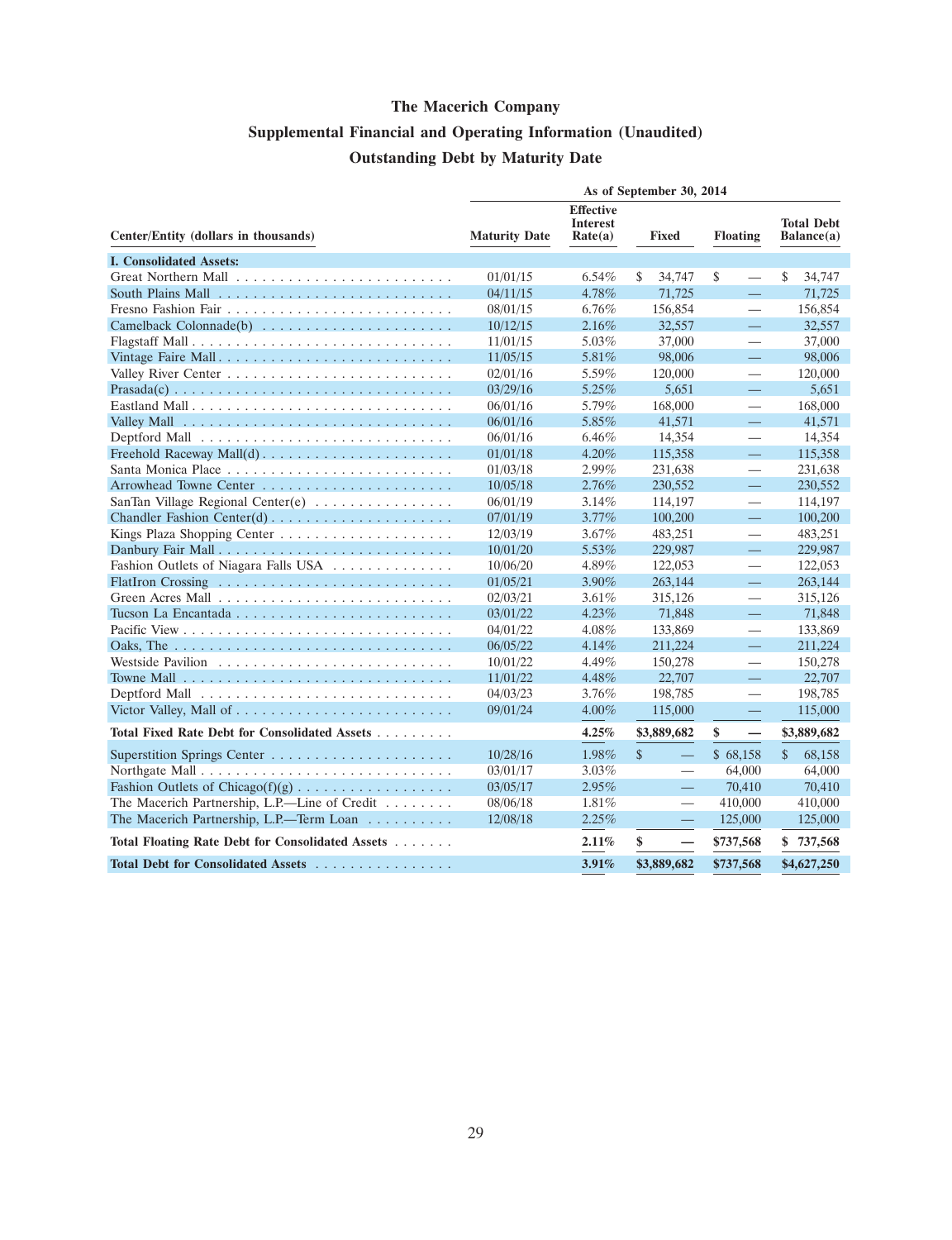# The Macerich Company

## Supplemental Financial and Operating Information (Unaudited)

## Outstanding Debt by Maturity Date

| Center/Entity (dollars in thousands) | As of September 30, 2014 | | | | |
|---|---|---|---|---|---|
| | Maturity Date | Effective Interest Rate(a) | Fixed | Floating | Total Debt Balance(a) |
| **I. Consolidated Assets:** | | | | | |
| Great Northern Mall | 01/01/15 | 6.54% | $ 34,747 | $ — | $ 34,747 |
| South Plains Mall | 04/11/15 | 4.78% | 71,725 | — | 71,725 |
| Fresno Fashion Fair | 08/01/15 | 6.76% | 156,854 | — | 156,854 |
| Camelback Colonnade(b) | 10/12/15 | 2.16% | 32,557 | — | 32,557 |
| Flagstaff Mall | 11/01/15 | 5.03% | 37,000 | — | 37,000 |
| Vintage Faire Mall | 11/05/15 | 5.81% | 98,006 | — | 98,006 |
| Valley River Center | 02/01/16 | 5.59% | 120,000 | — | 120,000 |
| Prasada(c) | 03/29/16 | 5.25% | 5,651 | — | 5,651 |
| Eastland Mall | 06/01/16 | 5.79% | 168,000 | — | 168,000 |
| Valley Mall | 06/01/16 | 5.85% | 41,571 | — | 41,571 |
| Deptford Mall | 06/01/16 | 6.46% | 14,354 | — | 14,354 |
| Freehold Raceway Mall(d) | 01/01/18 | 4.20% | 115,358 | — | 115,358 |
| Santa Monica Place | 01/03/18 | 2.99% | 231,638 | — | 231,638 |
| Arrowhead Towne Center | 10/05/18 | 2.76% | 230,552 | — | 230,552 |
| SanTan Village Regional Center(e) | 06/01/19 | 3.14% | 114,197 | — | 114,197 |
| Chandler Fashion Center(d) | 07/01/19 | 3.77% | 100,200 | — | 100,200 |
| Kings Plaza Shopping Center | 12/03/19 | 3.67% | 483,251 | — | 483,251 |
| Danbury Fair Mall | 10/01/20 | 5.53% | 229,987 | — | 229,987 |
| Fashion Outlets of Niagara Falls USA | 10/06/20 | 4.89% | 122,053 | — | 122,053 |
| FlatIron Crossing | 01/05/21 | 3.90% | 263,144 | — | 263,144 |
| Green Acres Mall | 02/03/21 | 3.61% | 315,126 | — | 315,126 |
| Tucson La Encantada | 03/01/22 | 4.23% | 71,848 | — | 71,848 |
| Pacific View | 04/01/22 | 4.08% | 133,869 | — | 133,869 |
| Oaks, The | 06/05/22 | 4.14% | 211,224 | — | 211,224 |
| Westside Pavilion | 10/01/22 | 4.49% | 150,278 | — | 150,278 |
| Towne Mall | 11/01/22 | 4.48% | 22,707 | — | 22,707 |
| Deptford Mall | 04/03/23 | 3.76% | 198,785 | — | 198,785 |
| Victor Valley, Mall of | 09/01/24 | 4.00% | 115,000 | — | 115,000 |
| **Total Fixed Rate Debt for Consolidated Assets** | | **4.25%** | **$3,889,682** | **$ —** | **$3,889,682** |
| Superstition Springs Center | 10/28/16 | 1.98% | $ — | $ 68,158 | $ 68,158 |
| Northgate Mall | 03/01/17 | 3.03% | — | 64,000 | 64,000 |
| Fashion Outlets of Chicago(f)(g) | 03/05/17 | 2.95% | — | 70,410 | 70,410 |
| The Macerich Partnership, L.P.—Line of Credit | 08/06/18 | 1.81% | — | 410,000 | 410,000 |
| The Macerich Partnership, L.P.—Term Loan | 12/08/18 | 2.25% | — | 125,000 | 125,000 |
| **Total Floating Rate Debt for Consolidated Assets** | | **2.11%** | **$ —** | **$737,568** | **$ 737,568** |
| **Total Debt for Consolidated Assets** | | **3.91%** | **$3,889,682** | **$737,568** | **$4,627,250** |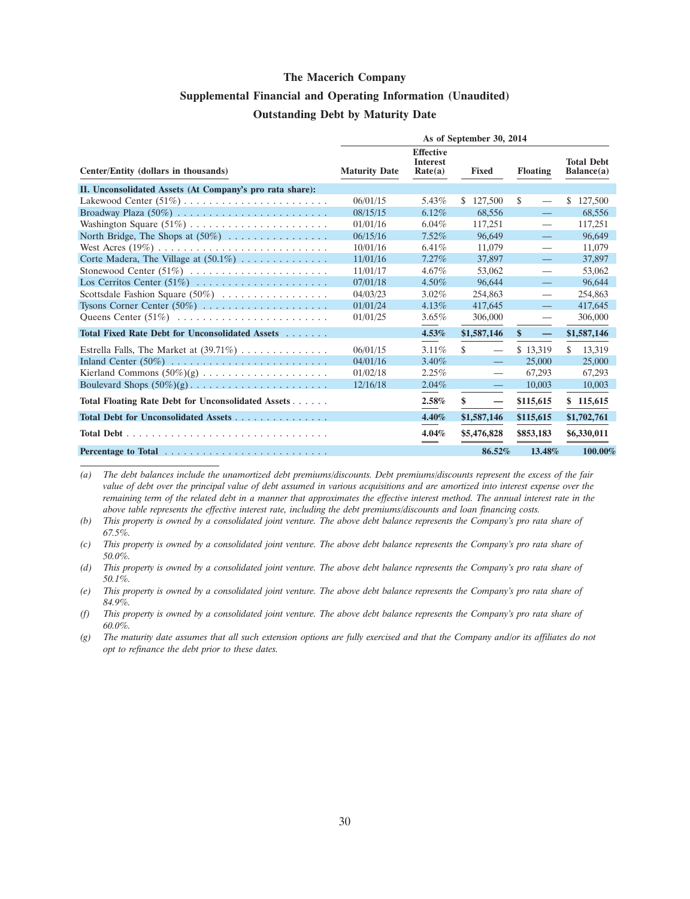# The Macerich Company

## Supplemental Financial and Operating Information (Unaudited)

## Outstanding Debt by Maturity Date

| Center/Entity (dollars in thousands) | Maturity Date | Effective Interest Rate(a) | Fixed | Floating | Total Debt Balance(a) |
|---|---|---|---|---|---|
| | As of September 30, 2014 | | | | |
| **II. Unconsolidated Assets (At Company's pro rata share):** | | | | | |
| Lakewood Center (51%) | 06/01/15 | 5.43% | $ 127,500 | $ — | $ 127,500 |
| Broadway Plaza (50%) | 08/15/15 | 6.12% | 68,556 | — | 68,556 |
| Washington Square (51%) | 01/01/16 | 6.04% | 117,251 | — | 117,251 |
| North Bridge, The Shops at (50%) | 06/15/16 | 7.52% | 96,649 | — | 96,649 |
| West Acres (19%) | 10/01/16 | 6.41% | 11,079 | — | 11,079 |
| Corte Madera, The Village at (50.1%) | 11/01/16 | 7.27% | 37,897 | — | 37,897 |
| Stonewood Center (51%) | 11/01/17 | 4.67% | 53,062 | — | 53,062 |
| Los Cerritos Center (51%) | 07/01/18 | 4.50% | 96,644 | — | 96,644 |
| Scottsdale Fashion Square (50%) | 04/03/23 | 3.02% | 254,863 | — | 254,863 |
| Tysons Corner Center (50%) | 01/01/24 | 4.13% | 417,645 | — | 417,645 |
| Queens Center (51%) | 01/01/25 | 3.65% | 306,000 | — | 306,000 |
| **Total Fixed Rate Debt for Unconsolidated Assets** | | **4.53%** | **$1,587,146** | **$ —** | **$1,587,146** |
| Estrella Falls, The Market at (39.71%) | 06/01/15 | 3.11% | $ — | $ 13,319 | $ 13,319 |
| Inland Center (50%) | 04/01/16 | 3.40% | — | 25,000 | 25,000 |
| Kierland Commons (50%)(g) | 01/02/18 | 2.25% | — | 67,293 | 67,293 |
| Boulevard Shops (50%)(g) | 12/16/18 | 2.04% | — | 10,003 | 10,003 |
| **Total Floating Rate Debt for Unconsolidated Assets** | | **2.58%** | **$ —** | **$115,615** | **$ 115,615** |
| **Total Debt for Unconsolidated Assets** | | **4.40%** | **$1,587,146** | **$115,615** | **$1,702,761** |
| **Total Debt** | | **4.04%** | **$5,476,828** | **$853,183** | **$6,330,011** |
| **Percentage to Total** | | | **86.52%** | **13.48%** | **100.00%** |

*(a) The debt balances include the unamortized debt premiums/discounts. Debt premiums/discounts represent the excess of the fair value of debt over the principal value of debt assumed in various acquisitions and are amortized into interest expense over the remaining term of the related debt in a manner that approximates the effective interest method. The annual interest rate in the above table represents the effective interest rate, including the debt premiums/discounts and loan financing costs.*

*(b) This property is owned by a consolidated joint venture. The above debt balance represents the Company's pro rata share of 67.5%.*

*(c) This property is owned by a consolidated joint venture. The above debt balance represents the Company's pro rata share of 50.0%.*

*(d) This property is owned by a consolidated joint venture. The above debt balance represents the Company's pro rata share of 50.1%.*

*(e) This property is owned by a consolidated joint venture. The above debt balance represents the Company's pro rata share of 84.9%.*

*(f) This property is owned by a consolidated joint venture. The above debt balance represents the Company's pro rata share of 60.0%.*

*(g) The maturity date assumes that all such extension options are fully exercised and that the Company and/or its affiliates do not opt to refinance the debt prior to these dates.*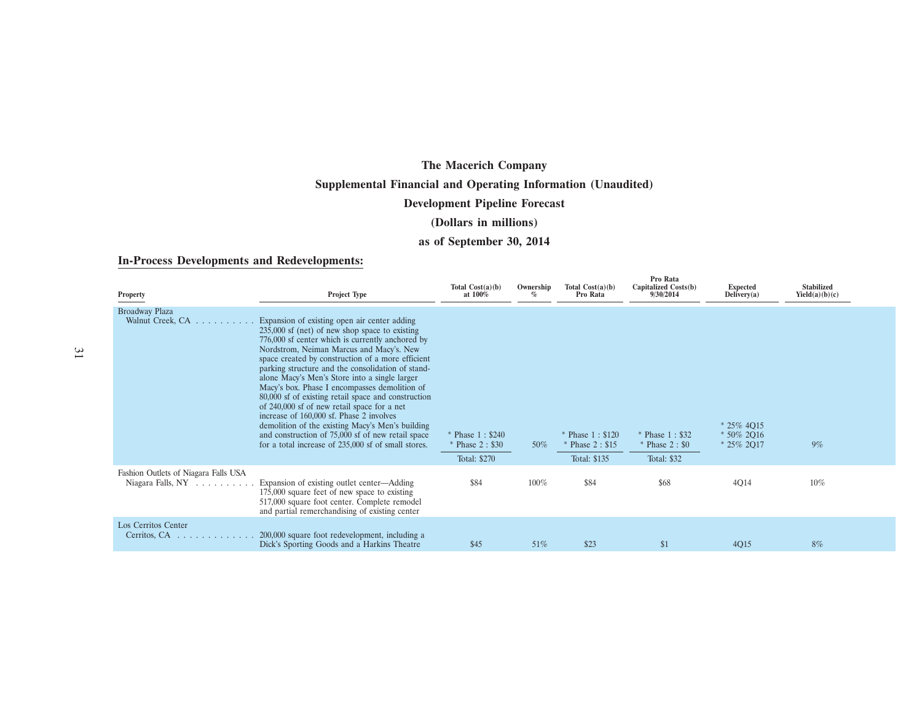# The Macerich Company

## Supplemental Financial and Operating Information (Unaudited)

## Development Pipeline Forecast

## (Dollars in millions)

## as of September 30, 2014

### In-Process Developments and Redevelopments:

| Property | Project Type | Total Cost(a)(b) at 100% | Ownership % | Total Cost(a)(b) Pro Rata | Pro Rata Capitalized Costs(b) 9/30/2014 | Expected Delivery(a) | Stabilized Yield(a)(b)(c) |
|---|---|---|---|---|---|---|---|
| Broadway Plaza<br>Walnut Creek, CA | Expansion of existing open air center adding 235,000 sf (net) of new shop space to existing 776,000 sf center which is currently anchored by Nordstrom, Neiman Marcus and Macy's. New space created by construction of a more efficient parking structure and the consolidation of stand-alone Macy's Men's Store into a single larger Macy's box. Phase I encompasses demolition of 80,000 sf of existing retail space and construction of 240,000 sf of new retail space for a net increase of 160,000 sf. Phase 2 involves demolition of the existing Macy's Men's building and construction of 75,000 sf of new retail space for a total increase of 235,000 sf of small stores. | * Phase 1 : $240<br>* Phase 2 : $30<br>Total: $270 | 50% | * Phase 1 : $120<br>* Phase 2 : $15<br>Total: $135 | * Phase 1 : $32<br>* Phase 2 : $0<br>Total: $32 | * 25% 4Q15<br>* 50% 2Q16<br>* 25% 2Q17 | 9% |
| Fashion Outlets of Niagara Falls USA<br>Niagara Falls, NY | Expansion of existing outlet center—Adding 175,000 square feet of new space to existing 517,000 square foot center. Complete remodel and partial remerchandising of existing center | $84 | 100% | $84 | $68 | 4Q14 | 10% |
| Los Cerritos Center<br>Cerritos, CA | 200,000 square foot redevelopment, including a Dick's Sporting Goods and a Harkins Theatre | $45 | 51% | $23 | $1 | 4Q15 | 8% |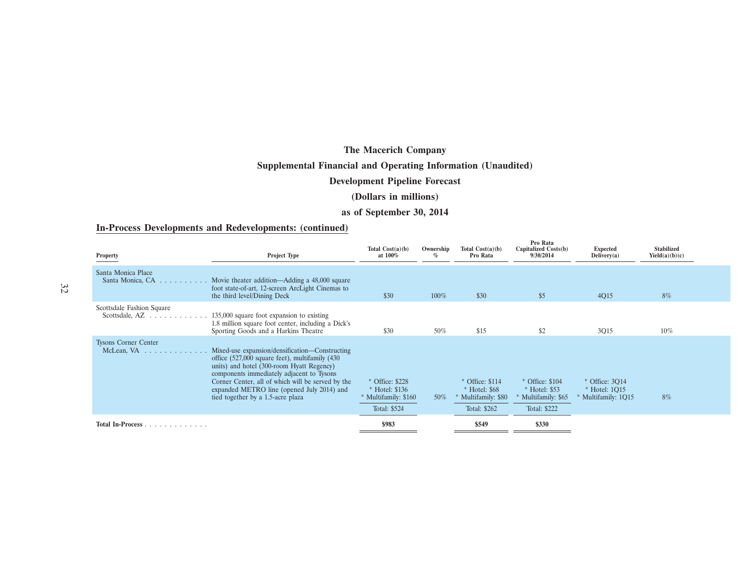# The Macerich Company

## Supplemental Financial and Operating Information (Unaudited)

## Development Pipeline Forecast

## (Dollars in millions)

## as of September 30, 2014

### In-Process Developments and Redevelopments: (continued)

| Property | Project Type | Total Cost(a)(b) at 100% | Ownership % | Total Cost(a)(b) Pro Rata | Pro Rata Capitalized Costs(b) 9/30/2014 | Expected Delivery(a) | Stabilized Yield(a)(b)(c) |
|---|---|---|---|---|---|---|---|
| Santa Monica Place<br>Santa Monica, CA | Movie theater addition—Adding a 48,000 square foot state-of-art, 12-screen ArcLight Cinemas to the third level/Dining Deck | $30 | 100% | $30 | $5 | 4Q15 | 8% |
| Scottsdale Fashion Square<br>Scottsdale, AZ | 135,000 square foot expansion to existing 1.8 million square foot center, including a Dick's Sporting Goods and a Harkins Theatre | $30 | 50% | $15 | $2 | 3Q15 | 10% |
| Tysons Corner Center<br>McLean, VA | Mixed-use expansion/densification—Constructing office (527,000 square feet), multifamily (430 units) and hotel (300-room Hyatt Regency) components immediately adjacent to Tysons Corner Center, all of which will be served by the expanded METRO line (opened July 2014) and tied together by a 1.5-acre plaza | * Office: $228<br>* Hotel: $136<br>* Multifamily: $160<br>Total: $524 | 50% | * Office: $114<br>* Hotel: $68<br>* Multifamily: $80<br>Total: $262 | * Office: $104<br>* Hotel: $53<br>* Multifamily: $65<br>Total: $222 | * Office: 3Q14<br>* Hotel: 1Q15<br>* Multifamily: 1Q15 | 8% |
| **Total In-Process** | | **$983** | | **$549** | **$330** | | |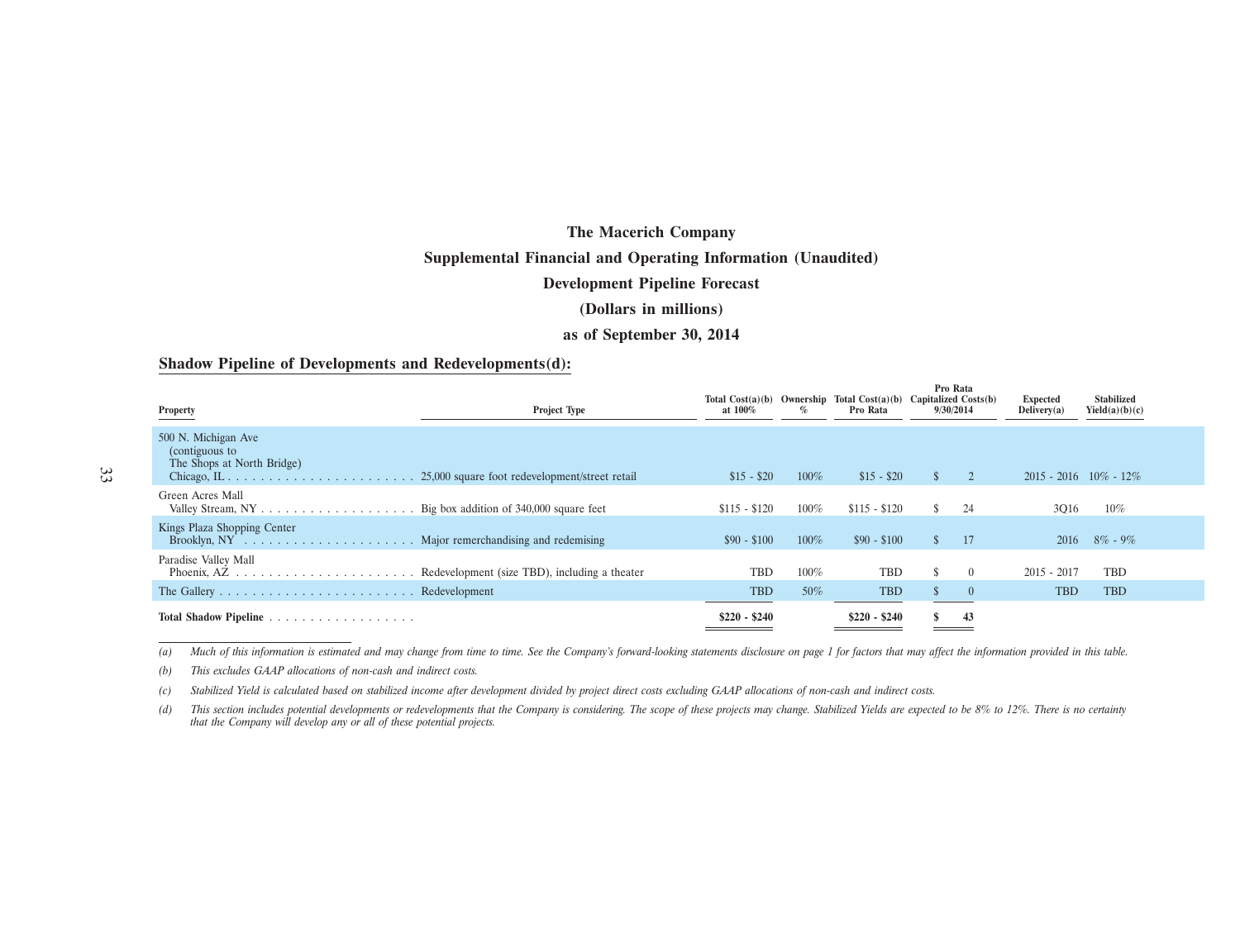# The Macerich Company

## Supplemental Financial and Operating Information (Unaudited)

## Development Pipeline Forecast

## (Dollars in millions)

## as of September 30, 2014

### Shadow Pipeline of Developments and Redevelopments(d):

| Property | Project Type | Total Cost(a)(b) at 100% | Ownership % | Total Cost(a)(b) Pro Rata | Pro Rata Capitalized Costs(b) 9/30/2014 | Expected Delivery(a) | Stabilized Yield(a)(b)(c) |
|---|---|---|---|---|---|---|---|
| 500 N. Michigan Ave (contiguous to The Shops at North Bridge) Chicago, IL | 25,000 square foot redevelopment/street retail | $15 - $20 | 100% | $15 - $20 | $ 2 | 2015 - 2016 | 10% - 12% |
| Green Acres Mall Valley Stream, NY | Big box addition of 340,000 square feet | $115 - $120 | 100% | $115 - $120 | $ 24 | 3Q16 | 10% |
| Kings Plaza Shopping Center Brooklyn, NY | Major remerchandising and redemising | $90 - $100 | 100% | $90 - $100 | $ 17 | 2016 | 8% - 9% |
| Paradise Valley Mall Phoenix, AZ | Redevelopment (size TBD), including a theater | TBD | 100% | TBD | $ 0 | 2015 - 2017 | TBD |
| The Gallery | Redevelopment | TBD | 50% | TBD | $ 0 | TBD | TBD |
| **Total Shadow Pipeline** | | **$220 - $240** | | **$220 - $240** | **$ 43** | | |

*(a) Much of this information is estimated and may change from time to time. See the Company's forward-looking statements disclosure on page 1 for factors that may affect the information provided in this table.*

*(b) This excludes GAAP allocations of non-cash and indirect costs.*

*(c) Stabilized Yield is calculated based on stabilized income after development divided by project direct costs excluding GAAP allocations of non-cash and indirect costs.*

*(d) This section includes potential developments or redevelopments that the Company is considering. The scope of these projects may change. Stabilized Yields are expected to be 8% to 12%. There is no certainty that the Company will develop any or all of these potential projects.*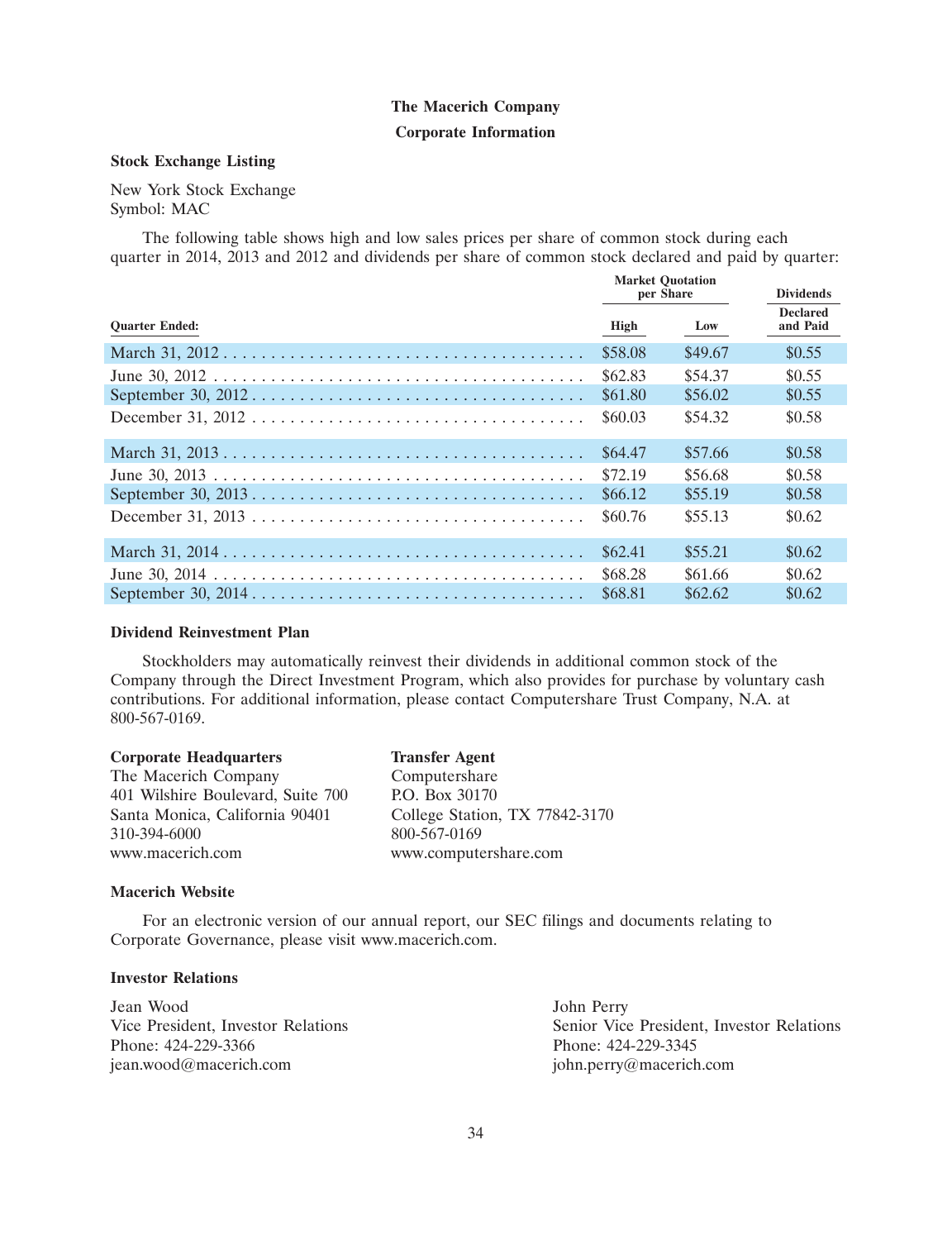# The Macerich Company

## Corporate Information

### Stock Exchange Listing

New York Stock Exchange
Symbol: MAC

The following table shows high and low sales prices per share of common stock during each quarter in 2014, 2013 and 2012 and dividends per share of common stock declared and paid by quarter:

| | Market Quotation per Share | | Dividends |
|---|---|---|---|
| Quarter Ended: | High | Low | Declared and Paid |
| March 31, 2012 | $58.08 | $49.67 | $0.55 |
| June 30, 2012 | $62.83 | $54.37 | $0.55 |
| September 30, 2012 | $61.80 | $56.02 | $0.55 |
| December 31, 2012 | $60.03 | $54.32 | $0.58 |
| March 31, 2013 | $64.47 | $57.66 | $0.58 |
| June 30, 2013 | $72.19 | $56.68 | $0.58 |
| September 30, 2013 | $66.12 | $55.19 | $0.58 |
| December 31, 2013 | $60.76 | $55.13 | $0.62 |
| March 31, 2014 | $62.41 | $55.21 | $0.62 |
| June 30, 2014 | $68.28 | $61.66 | $0.62 |
| September 30, 2014 | $68.81 | $62.62 | $0.62 |

### Dividend Reinvestment Plan

Stockholders may automatically reinvest their dividends in additional common stock of the Company through the Direct Investment Program, which also provides for purchase by voluntary cash contributions. For additional information, please contact Computershare Trust Company, N.A. at 800-567-0169.

**Corporate Headquarters**
The Macerich Company
401 Wilshire Boulevard, Suite 700
Santa Monica, California 90401
310-394-6000
www.macerich.com

**Transfer Agent**
Computershare
P.O. Box 30170
College Station, TX 77842-3170
800-567-0169
www.computershare.com

### Macerich Website

For an electronic version of our annual report, our SEC filings and documents relating to Corporate Governance, please visit www.macerich.com.

### Investor Relations

Jean Wood
Vice President, Investor Relations
Phone: 424-229-3366
jean.wood@macerich.com

John Perry
Senior Vice President, Investor Relations
Phone: 424-229-3345
john.perry@macerich.com